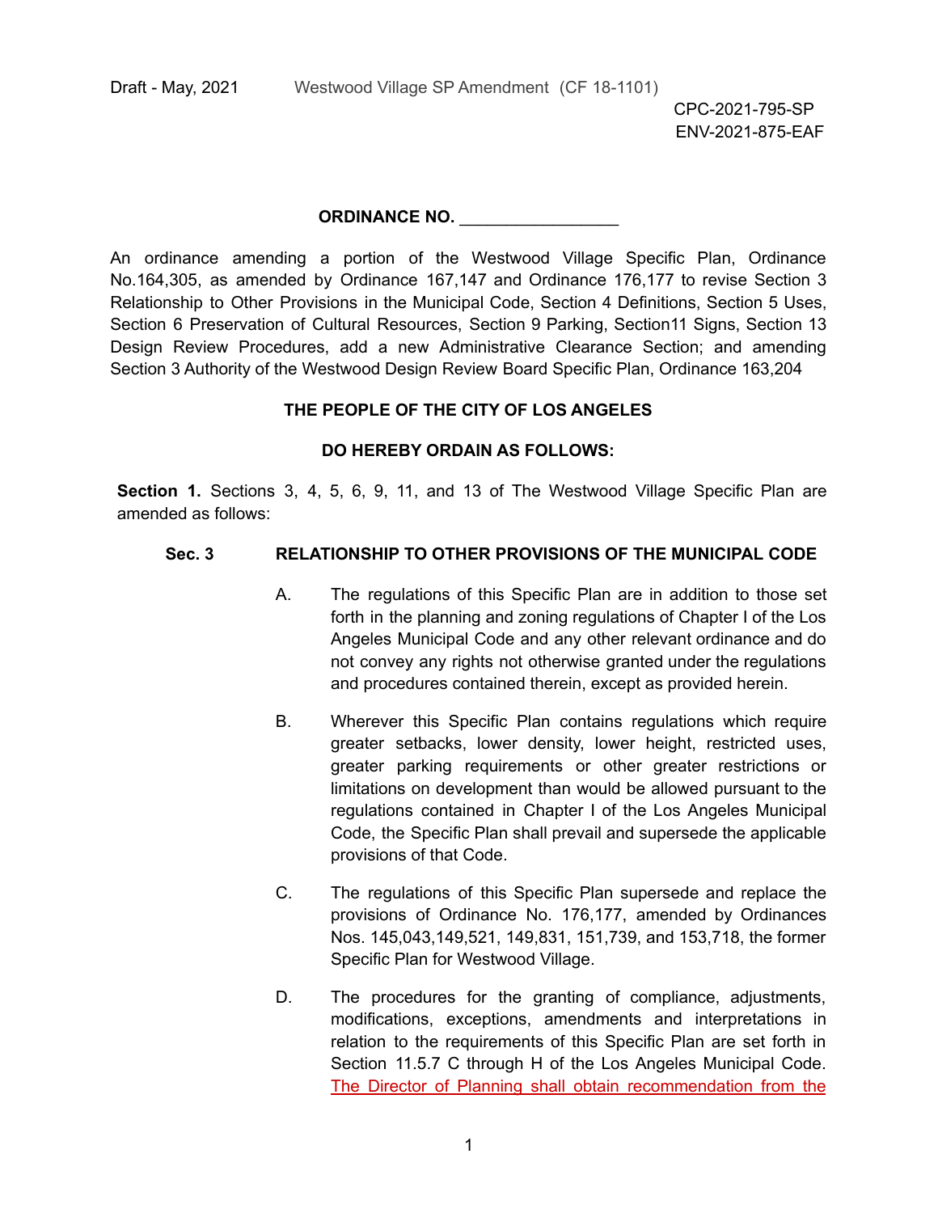Draft - May, 2021 Westwood Village SP Amendment (CF 18-1101)

CPC-2021-795-SP
ENV-2021-875-EAF

**ORDINANCE NO. _________________**

An ordinance amending a portion of the Westwood Village Specific Plan, Ordinance No.164,305, as amended by Ordinance 167,147 and Ordinance 176,177 to revise Section 3 Relationship to Other Provisions in the Municipal Code, Section 4 Definitions, Section 5 Uses, Section 6 Preservation of Cultural Resources, Section 9 Parking, Section11 Signs, Section 13 Design Review Procedures, add a new Administrative Clearance Section; and amending Section 3 Authority of the Westwood Design Review Board Specific Plan, Ordinance 163,204

**THE PEOPLE OF THE CITY OF LOS ANGELES**

**DO HEREBY ORDAIN AS FOLLOWS:**

**Section 1.** Sections 3, 4, 5, 6, 9, 11, and 13 of The Westwood Village Specific Plan are amended as follows:

**Sec. 3 RELATIONSHIP TO OTHER PROVISIONS OF THE MUNICIPAL CODE**

A. The regulations of this Specific Plan are in addition to those set forth in the planning and zoning regulations of Chapter I of the Los Angeles Municipal Code and any other relevant ordinance and do not convey any rights not otherwise granted under the regulations and procedures contained therein, except as provided herein.

B. Wherever this Specific Plan contains regulations which require greater setbacks, lower density, lower height, restricted uses, greater parking requirements or other greater restrictions or limitations on development than would be allowed pursuant to the regulations contained in Chapter I of the Los Angeles Municipal Code, the Specific Plan shall prevail and supersede the applicable provisions of that Code.

C. The regulations of this Specific Plan supersede and replace the provisions of Ordinance No. 176,177, amended by Ordinances Nos. 145,043,149,521, 149,831, 151,739, and 153,718, the former Specific Plan for Westwood Village.

D. The procedures for the granting of compliance, adjustments, modifications, exceptions, amendments and interpretations in relation to the requirements of this Specific Plan are set forth in Section 11.5.7 C through H of the Los Angeles Municipal Code. <u>The Director of Planning shall obtain recommendation from the</u>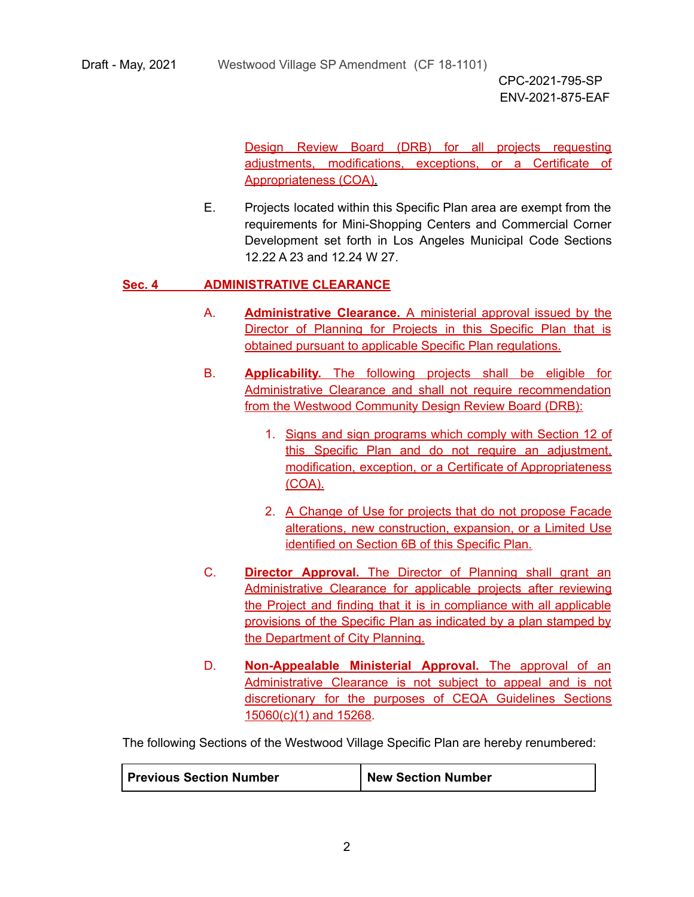Design Review Board (DRB) for all projects requesting adjustments, modifications, exceptions, or a Certificate of Appropriateness (COA).

E. Projects located within this Specific Plan area are exempt from the requirements for Mini-Shopping Centers and Commercial Corner Development set forth in Los Angeles Municipal Code Sections 12.22 A 23 and 12.24 W 27.

## Sec. 4 ADMINISTRATIVE CLEARANCE

A. **Administrative Clearance.** A ministerial approval issued by the Director of Planning for Projects in this Specific Plan that is obtained pursuant to applicable Specific Plan regulations.

B. **Applicability.** The following projects shall be eligible for Administrative Clearance and shall not require recommendation from the Westwood Community Design Review Board (DRB):

1. Signs and sign programs which comply with Section 12 of this Specific Plan and do not require an adjustment, modification, exception, or a Certificate of Appropriateness (COA).
2. A Change of Use for projects that do not propose Facade alterations, new construction, expansion, or a Limited Use identified on Section 6B of this Specific Plan.

C. **Director Approval.** The Director of Planning shall grant an Administrative Clearance for applicable projects after reviewing the Project and finding that it is in compliance with all applicable provisions of the Specific Plan as indicated by a plan stamped by the Department of City Planning.

D. **Non-Appealable Ministerial Approval.** The approval of an Administrative Clearance is not subject to appeal and is not discretionary for the purposes of CEQA Guidelines Sections 15060(c)(1) and 15268.

The following Sections of the Westwood Village Specific Plan are hereby renumbered:

| Previous Section Number | New Section Number |
| --- | --- |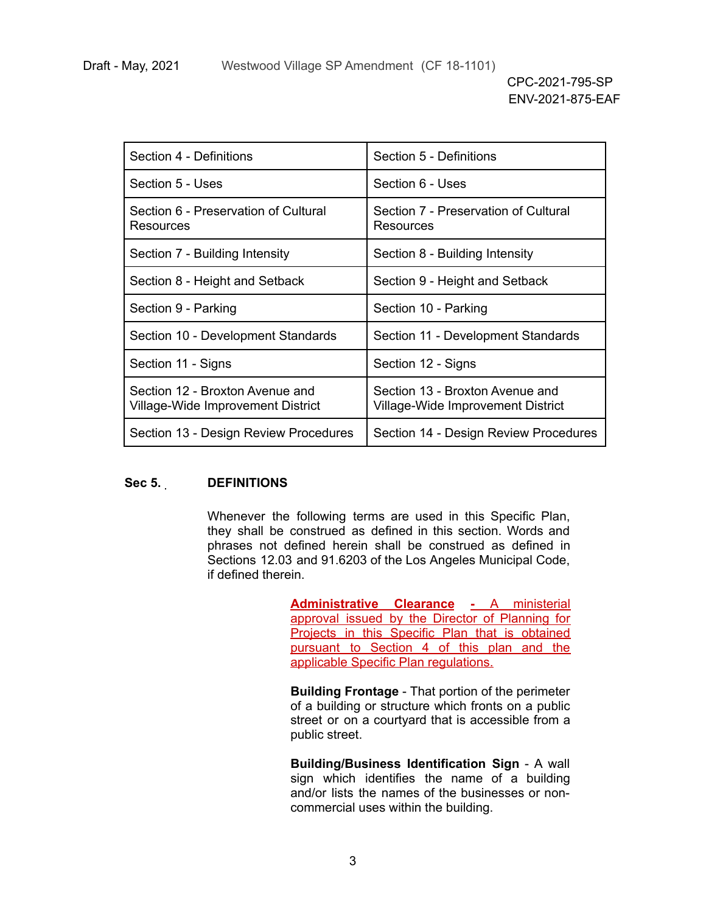| Section 4 - Definitions | Section 5 - Definitions |
|---|---|
| Section 5 - Uses | Section 6 - Uses |
| Section 6 - Preservation of Cultural Resources | Section 7 - Preservation of Cultural Resources |
| Section 7 - Building Intensity | Section 8 - Building Intensity |
| Section 8 - Height and Setback | Section 9 - Height and Setback |
| Section 9 - Parking | Section 10 - Parking |
| Section 10 - Development Standards | Section 11 - Development Standards |
| Section 11 - Signs | Section 12 - Signs |
| Section 12 - Broxton Avenue and Village-Wide Improvement District | Section 13 - Broxton Avenue and Village-Wide Improvement District |
| Section 13 - Design Review Procedures | Section 14 - Design Review Procedures |

**Sec 5. DEFINITIONS**

Whenever the following terms are used in this Specific Plan, they shall be construed as defined in this section. Words and phrases not defined herein shall be construed as defined in Sections 12.03 and 91.6203 of the Los Angeles Municipal Code, if defined therein.

**Administrative Clearance** - A ministerial approval issued by the Director of Planning for Projects in this Specific Plan that is obtained pursuant to Section 4 of this plan and the applicable Specific Plan regulations.

**Building Frontage** - That portion of the perimeter of a building or structure which fronts on a public street or on a courtyard that is accessible from a public street.

**Building/Business Identification Sign** - A wall sign which identifies the name of a building and/or lists the names of the businesses or non-commercial uses within the building.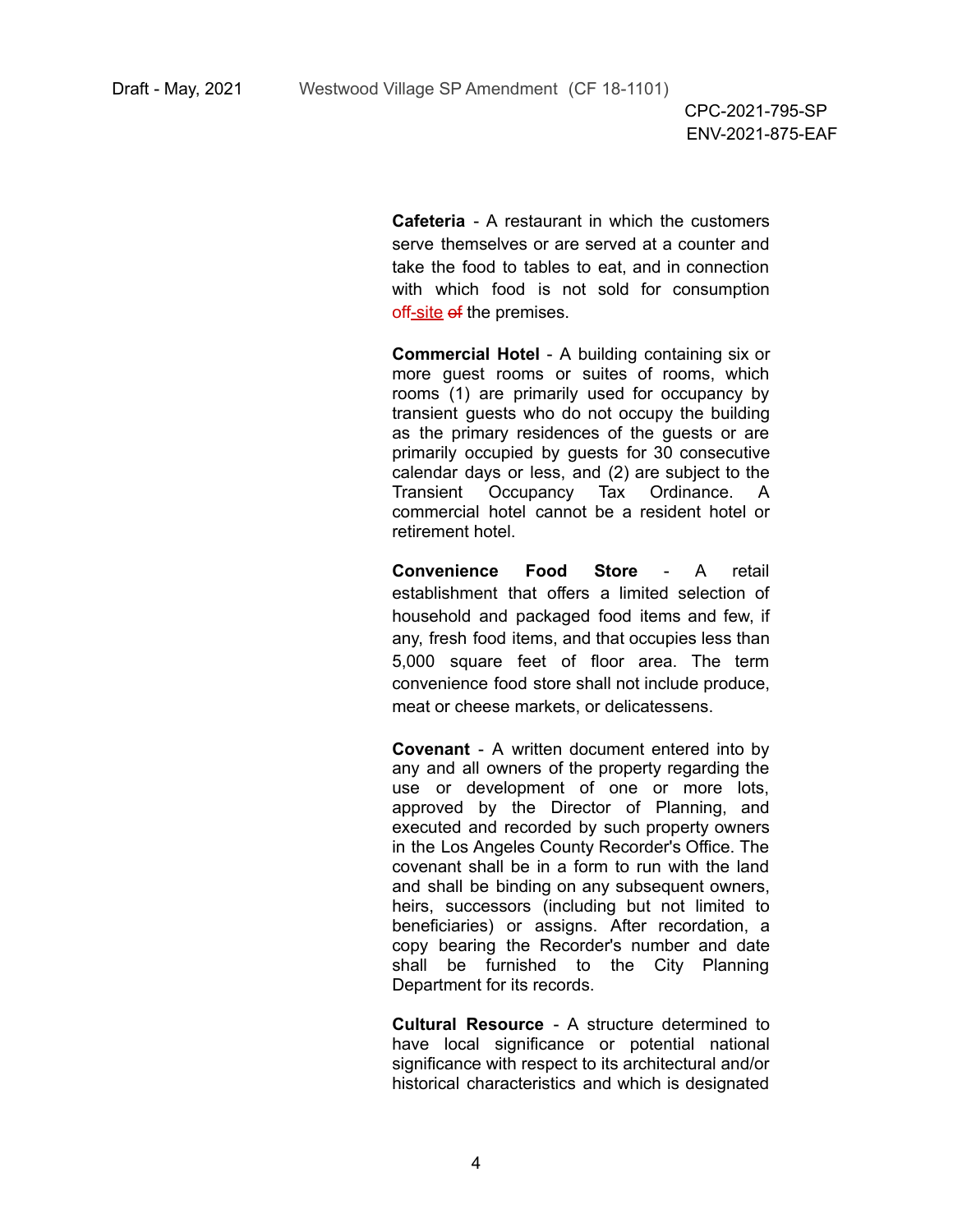**Cafeteria** - A restaurant in which the customers serve themselves or are served at a counter and take the food to tables to eat, and in connection with which food is not sold for consumption off-site ~~of~~ the premises.

**Commercial Hotel** - A building containing six or more guest rooms or suites of rooms, which rooms (1) are primarily used for occupancy by transient guests who do not occupy the building as the primary residences of the guests or are primarily occupied by guests for 30 consecutive calendar days or less, and (2) are subject to the Transient Occupancy Tax Ordinance. A commercial hotel cannot be a resident hotel or retirement hotel.

**Convenience Food Store** - A retail establishment that offers a limited selection of household and packaged food items and few, if any, fresh food items, and that occupies less than 5,000 square feet of floor area. The term convenience food store shall not include produce, meat or cheese markets, or delicatessens.

**Covenant** - A written document entered into by any and all owners of the property regarding the use or development of one or more lots, approved by the Director of Planning, and executed and recorded by such property owners in the Los Angeles County Recorder's Office. The covenant shall be in a form to run with the land and shall be binding on any subsequent owners, heirs, successors (including but not limited to beneficiaries) or assigns. After recordation, a copy bearing the Recorder's number and date shall be furnished to the City Planning Department for its records.

**Cultural Resource** - A structure determined to have local significance or potential national significance with respect to its architectural and/or historical characteristics and which is designated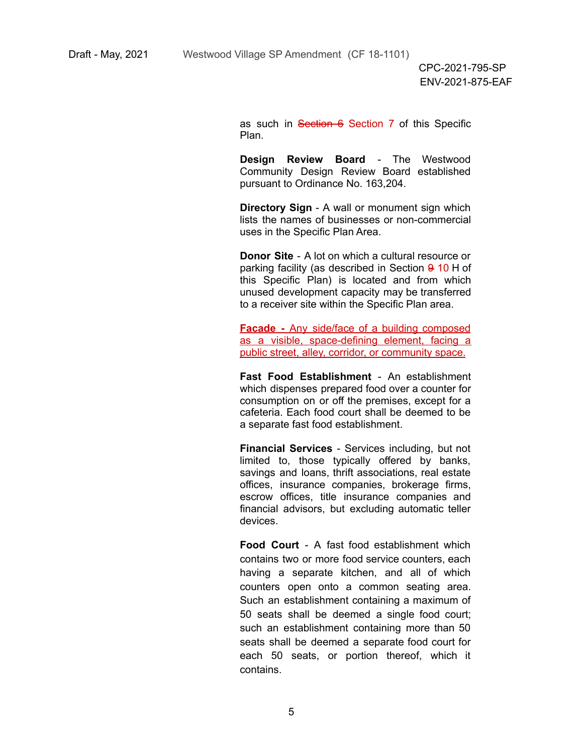as such in ~~Section 6~~ Section 7 of this Specific Plan.

**Design Review Board** - The Westwood Community Design Review Board established pursuant to Ordinance No. 163,204.

**Directory Sign** - A wall or monument sign which lists the names of businesses or non-commercial uses in the Specific Plan Area.

**Donor Site** - A lot on which a cultural resource or parking facility (as described in Section ~~9~~ 10 H of this Specific Plan) is located and from which unused development capacity may be transferred to a receiver site within the Specific Plan area.

<u>**Facade -** Any side/face of a building composed as a visible, space-defining element, facing a public street, alley, corridor, or community space.</u>

**Fast Food Establishment** - An establishment which dispenses prepared food over a counter for consumption on or off the premises, except for a cafeteria. Each food court shall be deemed to be a separate fast food establishment.

**Financial Services** - Services including, but not limited to, those typically offered by banks, savings and loans, thrift associations, real estate offices, insurance companies, brokerage firms, escrow offices, title insurance companies and financial advisors, but excluding automatic teller devices.

**Food Court** - A fast food establishment which contains two or more food service counters, each having a separate kitchen, and all of which counters open onto a common seating area. Such an establishment containing a maximum of 50 seats shall be deemed a single food court; such an establishment containing more than 50 seats shall be deemed a separate food court for each 50 seats, or portion thereof, which it contains.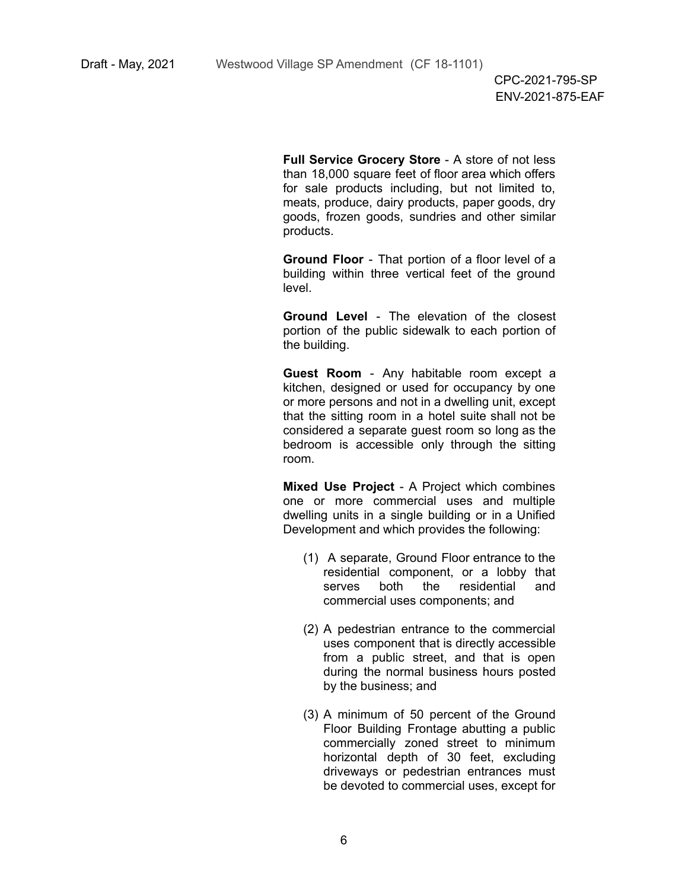**Full Service Grocery Store** - A store of not less than 18,000 square feet of floor area which offers for sale products including, but not limited to, meats, produce, dairy products, paper goods, dry goods, frozen goods, sundries and other similar products.

**Ground Floor** - That portion of a floor level of a building within three vertical feet of the ground level.

**Ground Level** - The elevation of the closest portion of the public sidewalk to each portion of the building.

**Guest Room** - Any habitable room except a kitchen, designed or used for occupancy by one or more persons and not in a dwelling unit, except that the sitting room in a hotel suite shall not be considered a separate guest room so long as the bedroom is accessible only through the sitting room.

**Mixed Use Project** - A Project which combines one or more commercial uses and multiple dwelling units in a single building or in a Unified Development and which provides the following:

(1) A separate, Ground Floor entrance to the residential component, or a lobby that serves both the residential and commercial uses components; and

(2) A pedestrian entrance to the commercial uses component that is directly accessible from a public street, and that is open during the normal business hours posted by the business; and

(3) A minimum of 50 percent of the Ground Floor Building Frontage abutting a public commercially zoned street to minimum horizontal depth of 30 feet, excluding driveways or pedestrian entrances must be devoted to commercial uses, except for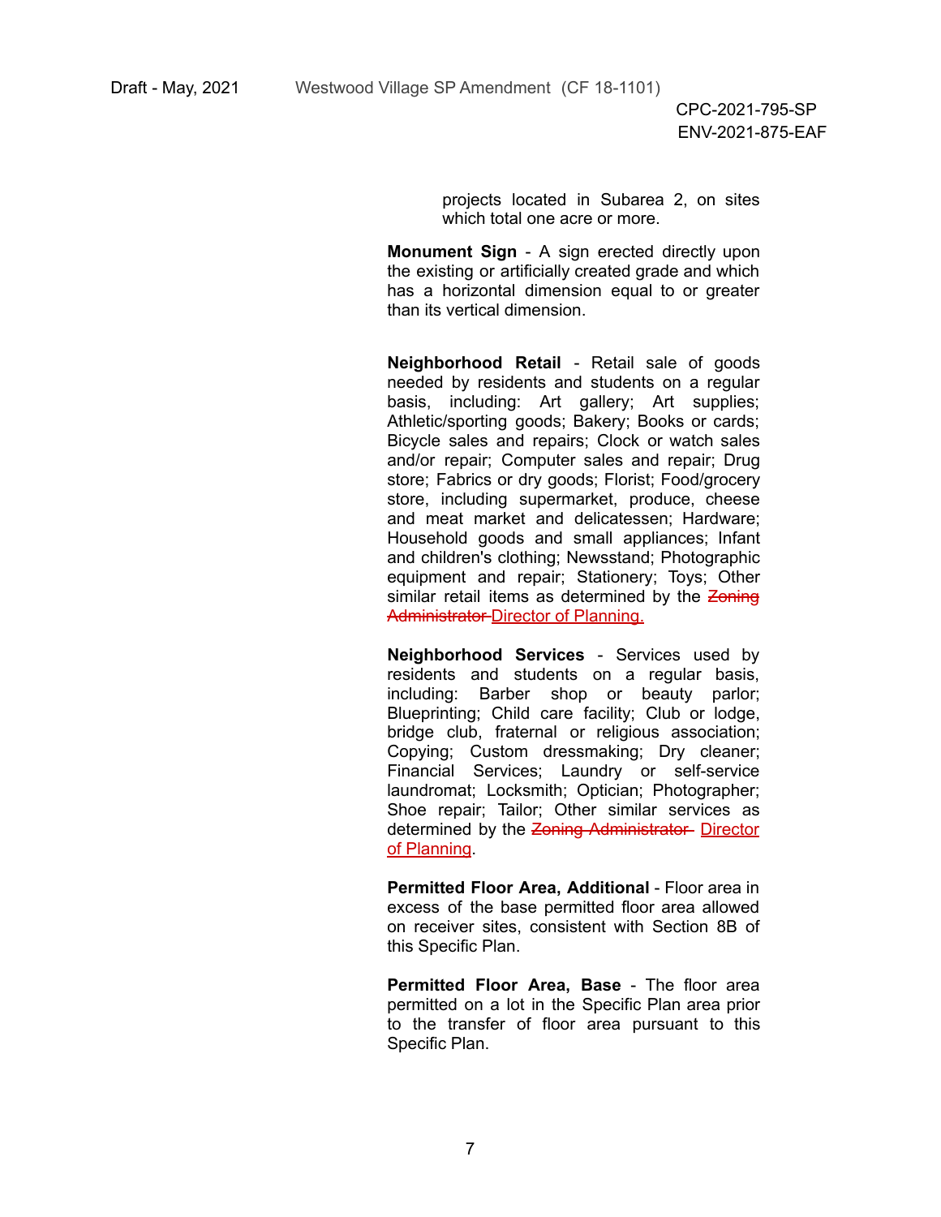projects located in Subarea 2, on sites which total one acre or more.

**Monument Sign** - A sign erected directly upon the existing or artificially created grade and which has a horizontal dimension equal to or greater than its vertical dimension.

**Neighborhood Retail** - Retail sale of goods needed by residents and students on a regular basis, including: Art gallery; Art supplies; Athletic/sporting goods; Bakery; Books or cards; Bicycle sales and repairs; Clock or watch sales and/or repair; Computer sales and repair; Drug store; Fabrics or dry goods; Florist; Food/grocery store, including supermarket, produce, cheese and meat market and delicatessen; Hardware; Household goods and small appliances; Infant and children's clothing; Newsstand; Photographic equipment and repair; Stationery; Toys; Other similar retail items as determined by the ~~Zoning Administrator~~ Director of Planning.

**Neighborhood Services** - Services used by residents and students on a regular basis, including: Barber shop or beauty parlor; Blueprinting; Child care facility; Club or lodge, bridge club, fraternal or religious association; Copying; Custom dressmaking; Dry cleaner; Financial Services; Laundry or self-service laundromat; Locksmith; Optician; Photographer; Shoe repair; Tailor; Other similar services as determined by the ~~Zoning Administrator~~ Director of Planning.

**Permitted Floor Area, Additional** - Floor area in excess of the base permitted floor area allowed on receiver sites, consistent with Section 8B of this Specific Plan.

**Permitted Floor Area, Base** - The floor area permitted on a lot in the Specific Plan area prior to the transfer of floor area pursuant to this Specific Plan.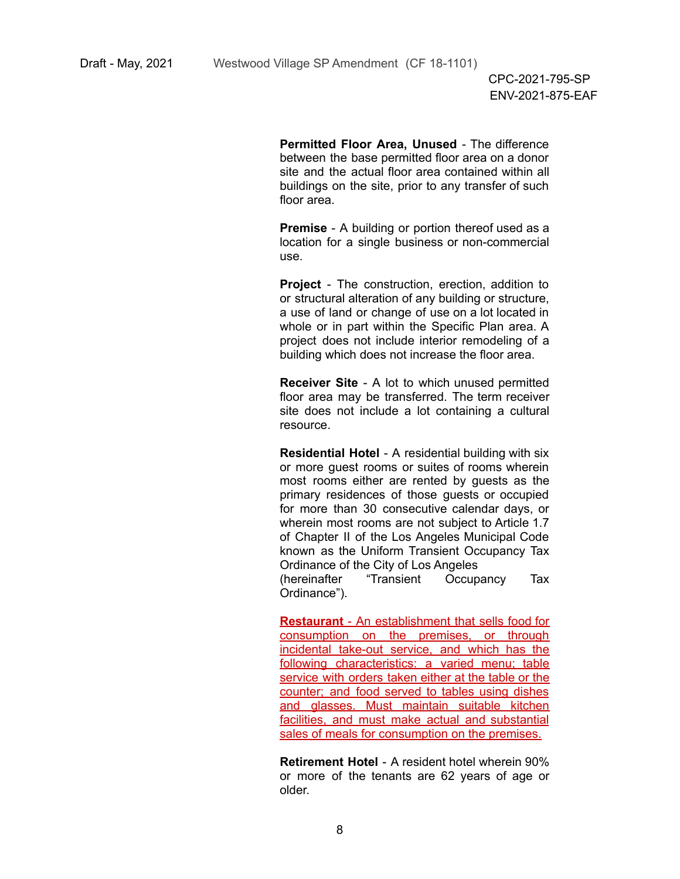**Permitted Floor Area, Unused** - The difference between the base permitted floor area on a donor site and the actual floor area contained within all buildings on the site, prior to any transfer of such floor area.

**Premise** - A building or portion thereof used as a location for a single business or non-commercial use.

**Project** - The construction, erection, addition to or structural alteration of any building or structure, a use of land or change of use on a lot located in whole or in part within the Specific Plan area. A project does not include interior remodeling of a building which does not increase the floor area.

**Receiver Site** - A lot to which unused permitted floor area may be transferred. The term receiver site does not include a lot containing a cultural resource.

**Residential Hotel** - A residential building with six or more guest rooms or suites of rooms wherein most rooms either are rented by guests as the primary residences of those guests or occupied for more than 30 consecutive calendar days, or wherein most rooms are not subject to Article 1.7 of Chapter II of the Los Angeles Municipal Code known as the Uniform Transient Occupancy Tax Ordinance of the City of Los Angeles (hereinafter "Transient Occupancy Tax Ordinance").

**Restaurant** - An establishment that sells food for consumption on the premises, or through incidental take-out service, and which has the following characteristics: a varied menu; table service with orders taken either at the table or the counter; and food served to tables using dishes and glasses. Must maintain suitable kitchen facilities, and must make actual and substantial sales of meals for consumption on the premises.

**Retirement Hotel** - A resident hotel wherein 90% or more of the tenants are 62 years of age or older.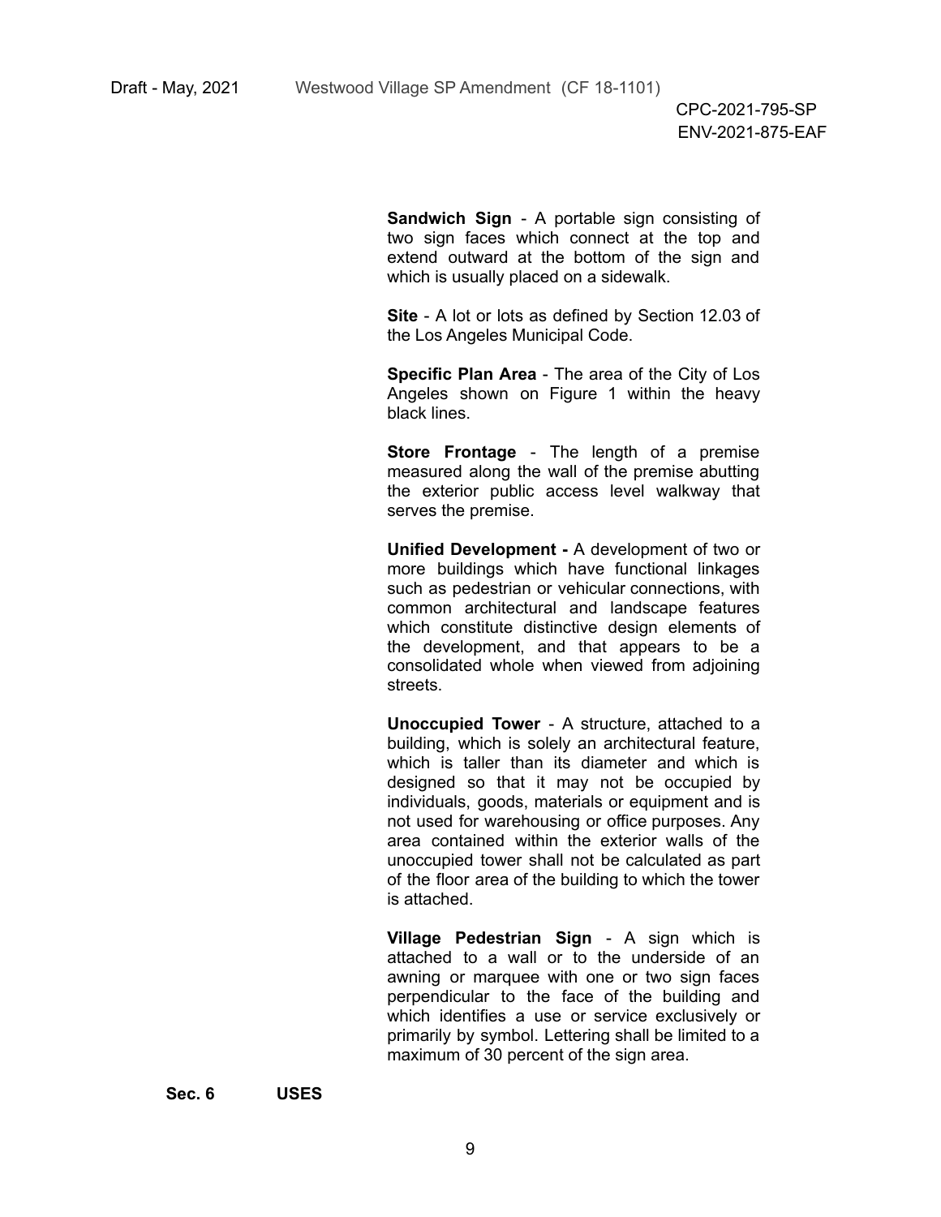**Sandwich Sign** - A portable sign consisting of two sign faces which connect at the top and extend outward at the bottom of the sign and which is usually placed on a sidewalk.

**Site** - A lot or lots as defined by Section 12.03 of the Los Angeles Municipal Code.

**Specific Plan Area** - The area of the City of Los Angeles shown on Figure 1 within the heavy black lines.

**Store Frontage** - The length of a premise measured along the wall of the premise abutting the exterior public access level walkway that serves the premise.

**Unified Development -** A development of two or more buildings which have functional linkages such as pedestrian or vehicular connections, with common architectural and landscape features which constitute distinctive design elements of the development, and that appears to be a consolidated whole when viewed from adjoining streets.

**Unoccupied Tower** - A structure, attached to a building, which is solely an architectural feature, which is taller than its diameter and which is designed so that it may not be occupied by individuals, goods, materials or equipment and is not used for warehousing or office purposes. Any area contained within the exterior walls of the unoccupied tower shall not be calculated as part of the floor area of the building to which the tower is attached.

**Village Pedestrian Sign** - A sign which is attached to a wall or to the underside of an awning or marquee with one or two sign faces perpendicular to the face of the building and which identifies a use or service exclusively or primarily by symbol. Lettering shall be limited to a maximum of 30 percent of the sign area.

## Sec. 6 USES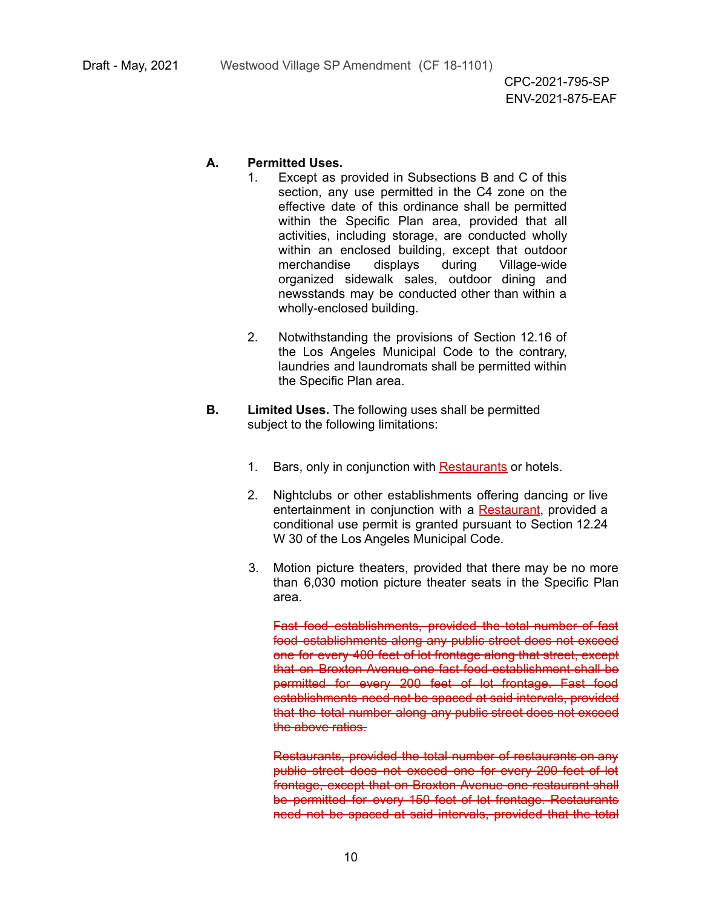**A. Permitted Uses.**

1. Except as provided in Subsections B and C of this section, any use permitted in the C4 zone on the effective date of this ordinance shall be permitted within the Specific Plan area, provided that all activities, including storage, are conducted wholly within an enclosed building, except that outdoor merchandise displays during Village-wide organized sidewalk sales, outdoor dining and newsstands may be conducted other than within a wholly-enclosed building.

2. Notwithstanding the provisions of Section 12.16 of the Los Angeles Municipal Code to the contrary, laundries and laundromats shall be permitted within the Specific Plan area.

**B. Limited Uses.** The following uses shall be permitted subject to the following limitations:

1. Bars, only in conjunction with <u>Restaurants</u> or hotels.

2. Nightclubs or other establishments offering dancing or live entertainment in conjunction with a <u>Restaurant</u>, provided a conditional use permit is granted pursuant to Section 12.24 W 30 of the Los Angeles Municipal Code.

3. Motion picture theaters, provided that there may be no more than 6,030 motion picture theater seats in the Specific Plan area.

~~Fast food establishments, provided the total number of fast food establishments along any public street does not exceed one for every 400 feet of lot frontage along that street, except that on Broxton Avenue one fast food establishment shall be permitted for every 200 feet of lot frontage. Fast food establishments need not be spaced at said intervals, provided that the total number along any public street does not exceed the above ratios.~~

~~Restaurants, provided the total number of restaurants on any public street does not exceed one for every 200 feet of lot frontage, except that on Broxton Avenue one restaurant shall be permitted for every 150 feet of lot frontage. Restaurants need not be spaced at said intervals, provided that the total~~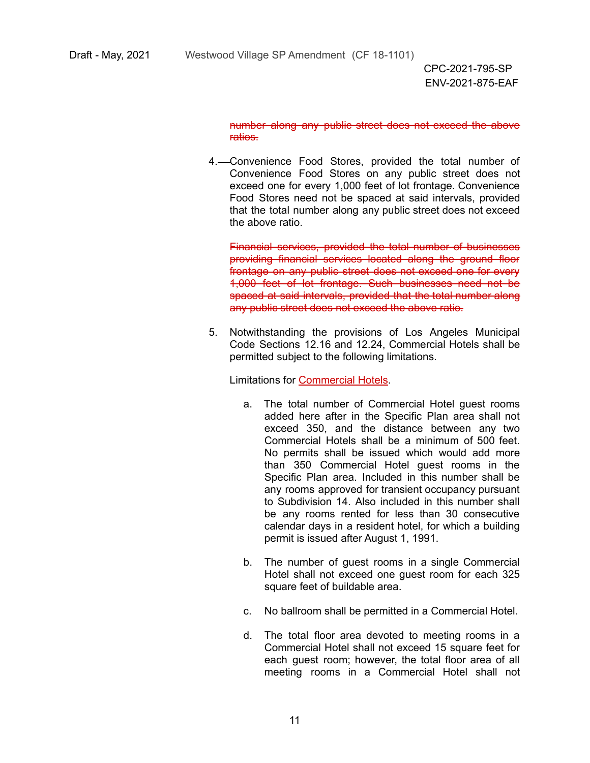~~number along any public street does not exceed the above ratios.~~

4. Convenience Food Stores, provided the total number of Convenience Food Stores on any public street does not exceed one for every 1,000 feet of lot frontage. Convenience Food Stores need not be spaced at said intervals, provided that the total number along any public street does not exceed the above ratio.

   ~~Financial services, provided the total number of businesses providing financial services located along the ground floor frontage on any public street does not exceed one for every 1,000 feet of lot frontage. Such businesses need not be spaced at said intervals, provided that the total number along any public street does not exceed the above ratio.~~

5. Notwithstanding the provisions of Los Angeles Municipal Code Sections 12.16 and 12.24, Commercial Hotels shall be permitted subject to the following limitations.

   Limitations for Commercial Hotels.

   a. The total number of Commercial Hotel guest rooms added here after in the Specific Plan area shall not exceed 350, and the distance between any two Commercial Hotels shall be a minimum of 500 feet. No permits shall be issued which would add more than 350 Commercial Hotel guest rooms in the Specific Plan area. Included in this number shall be any rooms approved for transient occupancy pursuant to Subdivision 14. Also included in this number shall be any rooms rented for less than 30 consecutive calendar days in a resident hotel, for which a building permit is issued after August 1, 1991.

   b. The number of guest rooms in a single Commercial Hotel shall not exceed one guest room for each 325 square feet of buildable area.

   c. No ballroom shall be permitted in a Commercial Hotel.

   d. The total floor area devoted to meeting rooms in a Commercial Hotel shall not exceed 15 square feet for each guest room; however, the total floor area of all meeting rooms in a Commercial Hotel shall not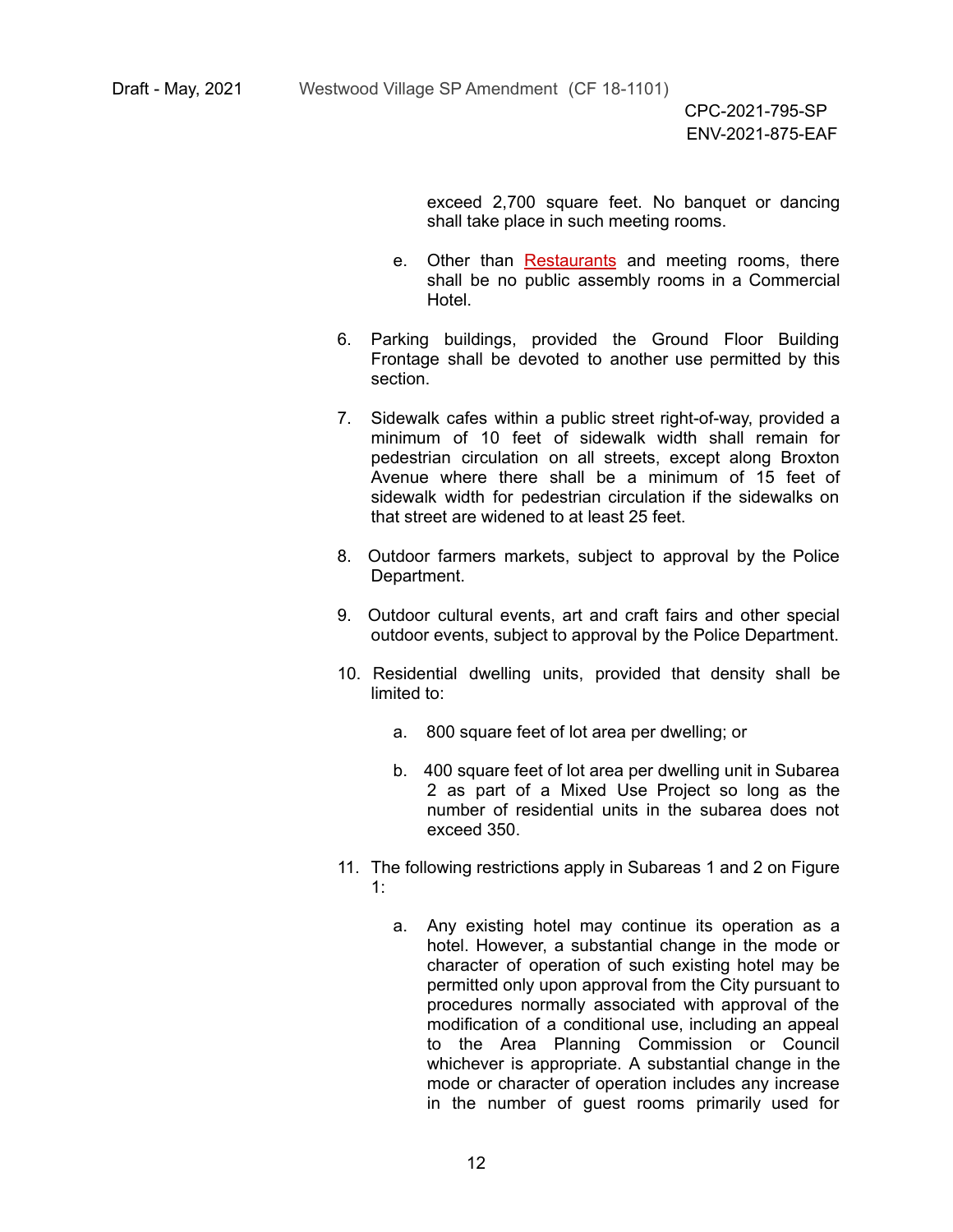exceed 2,700 square feet. No banquet or dancing shall take place in such meeting rooms.

e. Other than Restaurants and meeting rooms, there shall be no public assembly rooms in a Commercial Hotel.

6. Parking buildings, provided the Ground Floor Building Frontage shall be devoted to another use permitted by this section.

7. Sidewalk cafes within a public street right-of-way, provided a minimum of 10 feet of sidewalk width shall remain for pedestrian circulation on all streets, except along Broxton Avenue where there shall be a minimum of 15 feet of sidewalk width for pedestrian circulation if the sidewalks on that street are widened to at least 25 feet.

8. Outdoor farmers markets, subject to approval by the Police Department.

9. Outdoor cultural events, art and craft fairs and other special outdoor events, subject to approval by the Police Department.

10. Residential dwelling units, provided that density shall be limited to:

    a. 800 square feet of lot area per dwelling; or

    b. 400 square feet of lot area per dwelling unit in Subarea 2 as part of a Mixed Use Project so long as the number of residential units in the subarea does not exceed 350.

11. The following restrictions apply in Subareas 1 and 2 on Figure 1:

    a. Any existing hotel may continue its operation as a hotel. However, a substantial change in the mode or character of operation of such existing hotel may be permitted only upon approval from the City pursuant to procedures normally associated with approval of the modification of a conditional use, including an appeal to the Area Planning Commission or Council whichever is appropriate. A substantial change in the mode or character of operation includes any increase in the number of guest rooms primarily used for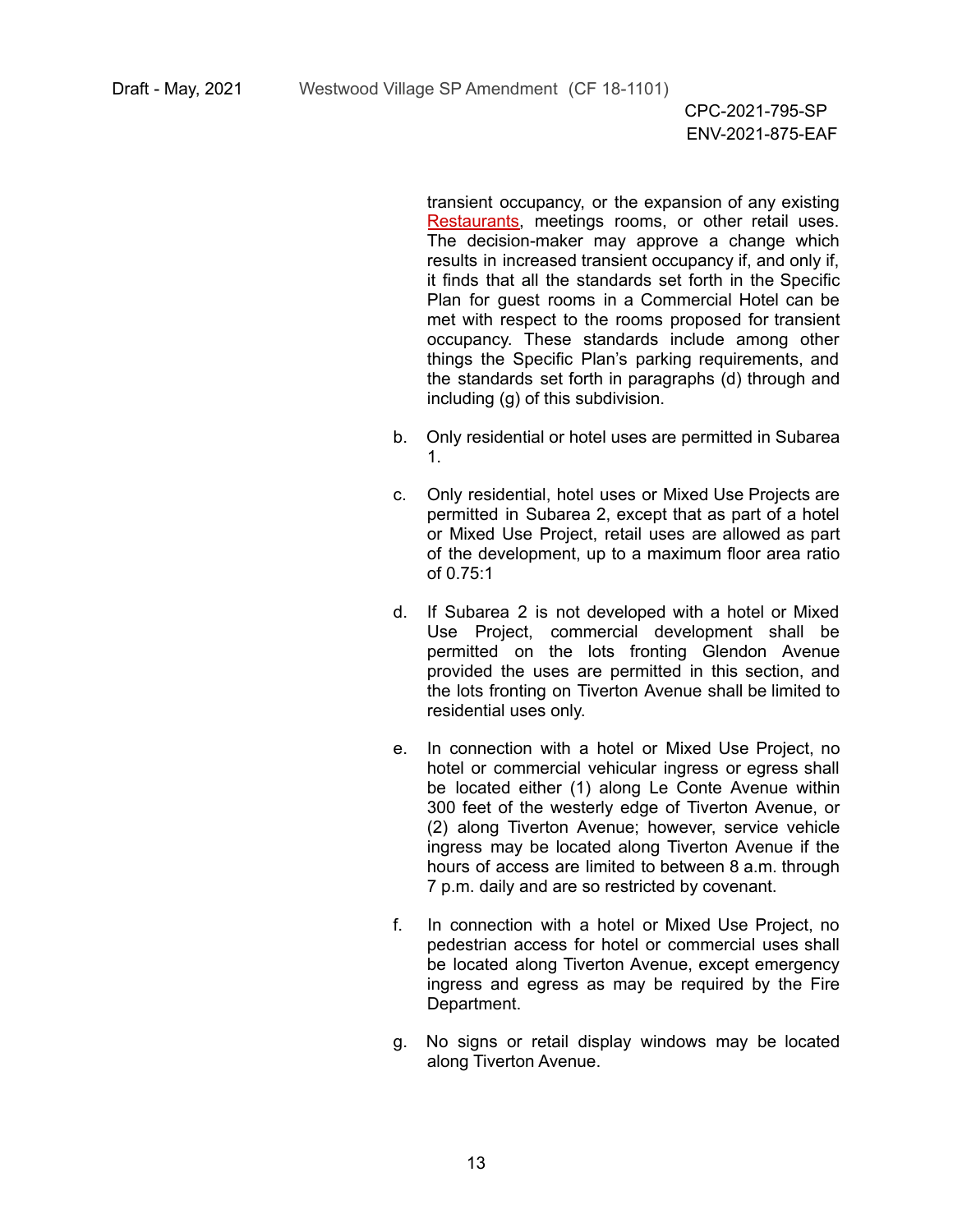transient occupancy, or the expansion of any existing Restaurants, meetings rooms, or other retail uses. The decision-maker may approve a change which results in increased transient occupancy if, and only if, it finds that all the standards set forth in the Specific Plan for guest rooms in a Commercial Hotel can be met with respect to the rooms proposed for transient occupancy. These standards include among other things the Specific Plan's parking requirements, and the standards set forth in paragraphs (d) through and including (g) of this subdivision.

b. Only residential or hotel uses are permitted in Subarea 1.

c. Only residential, hotel uses or Mixed Use Projects are permitted in Subarea 2, except that as part of a hotel or Mixed Use Project, retail uses are allowed as part of the development, up to a maximum floor area ratio of 0.75:1

d. If Subarea 2 is not developed with a hotel or Mixed Use Project, commercial development shall be permitted on the lots fronting Glendon Avenue provided the uses are permitted in this section, and the lots fronting on Tiverton Avenue shall be limited to residential uses only.

e. In connection with a hotel or Mixed Use Project, no hotel or commercial vehicular ingress or egress shall be located either (1) along Le Conte Avenue within 300 feet of the westerly edge of Tiverton Avenue, or (2) along Tiverton Avenue; however, service vehicle ingress may be located along Tiverton Avenue if the hours of access are limited to between 8 a.m. through 7 p.m. daily and are so restricted by covenant.

f. In connection with a hotel or Mixed Use Project, no pedestrian access for hotel or commercial uses shall be located along Tiverton Avenue, except emergency ingress and egress as may be required by the Fire Department.

g. No signs or retail display windows may be located along Tiverton Avenue.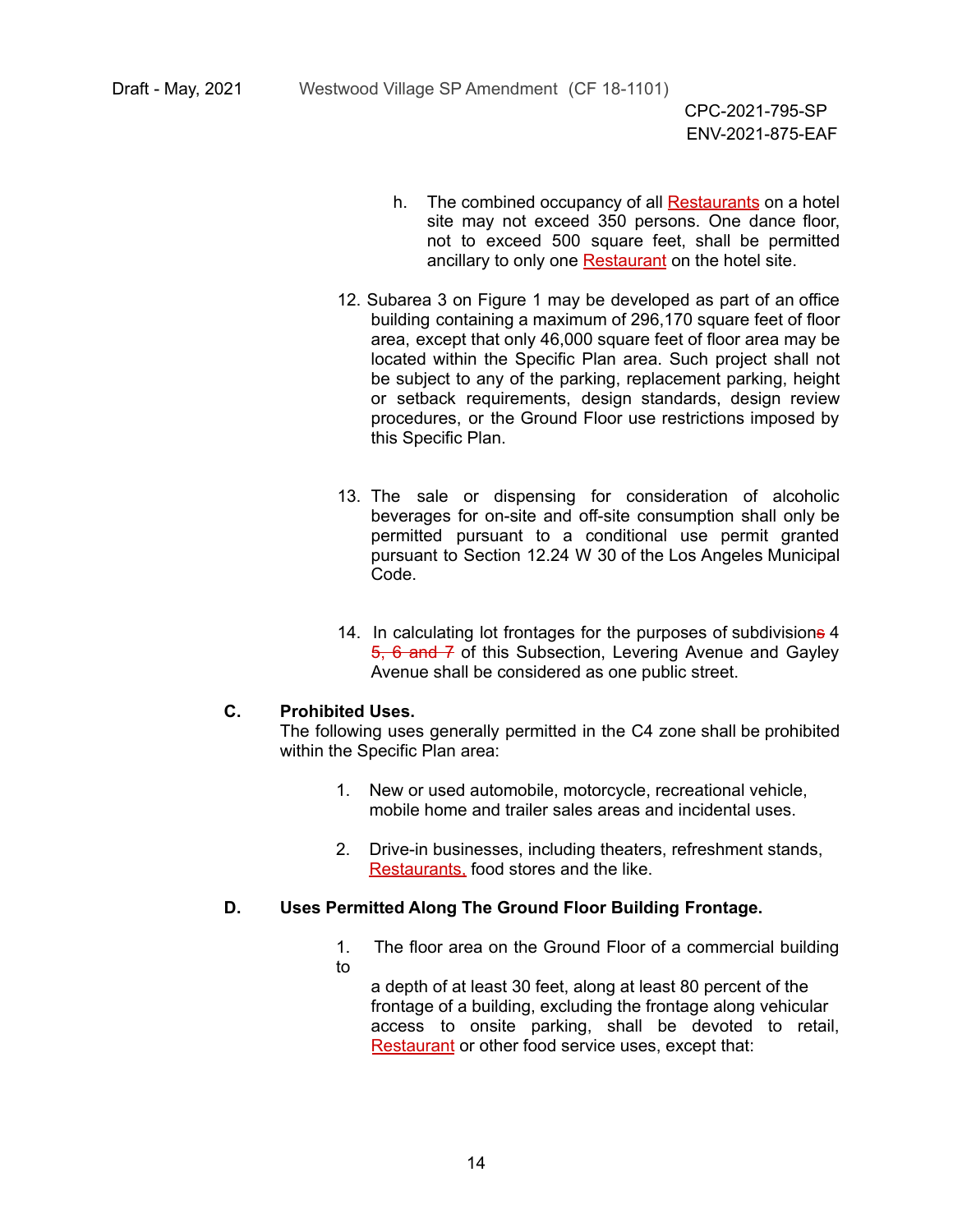h. The combined occupancy of all Restaurants on a hotel site may not exceed 350 persons. One dance floor, not to exceed 500 square feet, shall be permitted ancillary to only one Restaurant on the hotel site.

12. Subarea 3 on Figure 1 may be developed as part of an office building containing a maximum of 296,170 square feet of floor area, except that only 46,000 square feet of floor area may be located within the Specific Plan area. Such project shall not be subject to any of the parking, replacement parking, height or setback requirements, design standards, design review procedures, or the Ground Floor use restrictions imposed by this Specific Plan.

13. The sale or dispensing for consideration of alcoholic beverages for on-site and off-site consumption shall only be permitted pursuant to a conditional use permit granted pursuant to Section 12.24 W 30 of the Los Angeles Municipal Code.

14. In calculating lot frontages for the purposes of subdivision~~s~~ 4 ~~5, 6 and 7~~ of this Subsection, Levering Avenue and Gayley Avenue shall be considered as one public street.

**C. Prohibited Uses.**

The following uses generally permitted in the C4 zone shall be prohibited within the Specific Plan area:

1. New or used automobile, motorcycle, recreational vehicle, mobile home and trailer sales areas and incidental uses.

2. Drive-in businesses, including theaters, refreshment stands, Restaurants, food stores and the like.

**D. Uses Permitted Along The Ground Floor Building Frontage.**

1. The floor area on the Ground Floor of a commercial building to a depth of at least 30 feet, along at least 80 percent of the frontage of a building, excluding the frontage along vehicular access to onsite parking, shall be devoted to retail, Restaurant or other food service uses, except that: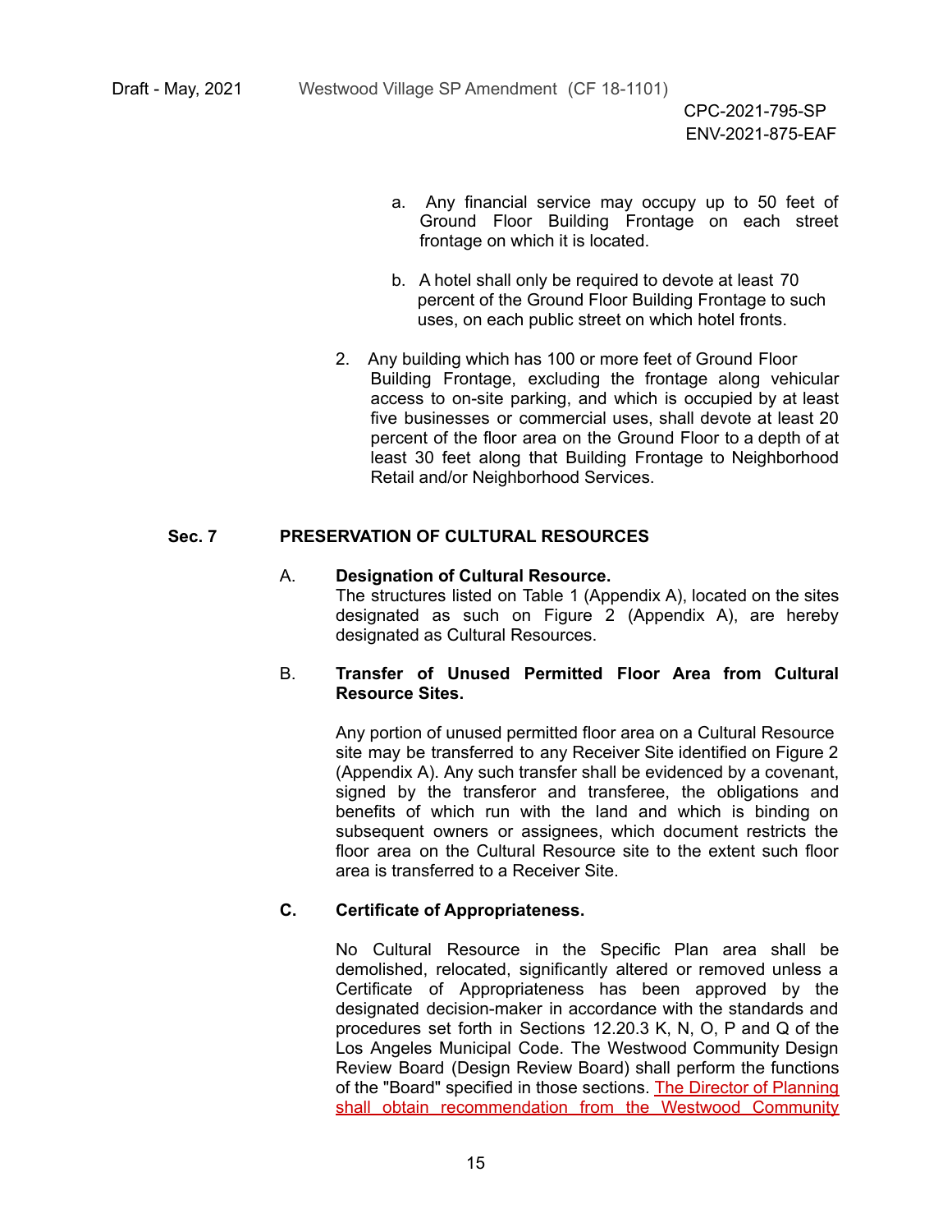a. Any financial service may occupy up to 50 feet of Ground Floor Building Frontage on each street frontage on which it is located.

b. A hotel shall only be required to devote at least 70 percent of the Ground Floor Building Frontage to such uses, on each public street on which hotel fronts.

2. Any building which has 100 or more feet of Ground Floor Building Frontage, excluding the frontage along vehicular access to on-site parking, and which is occupied by at least five businesses or commercial uses, shall devote at least 20 percent of the floor area on the Ground Floor to a depth of at least 30 feet along that Building Frontage to Neighborhood Retail and/or Neighborhood Services.

## Sec. 7 PRESERVATION OF CULTURAL RESOURCES

A. **Designation of Cultural Resource.**
The structures listed on Table 1 (Appendix A), located on the sites designated as such on Figure 2 (Appendix A), are hereby designated as Cultural Resources.

B. **Transfer of Unused Permitted Floor Area from Cultural Resource Sites.**

Any portion of unused permitted floor area on a Cultural Resource site may be transferred to any Receiver Site identified on Figure 2 (Appendix A). Any such transfer shall be evidenced by a covenant, signed by the transferor and transferee, the obligations and benefits of which run with the land and which is binding on subsequent owners or assignees, which document restricts the floor area on the Cultural Resource site to the extent such floor area is transferred to a Receiver Site.

**C. Certificate of Appropriateness.**

No Cultural Resource in the Specific Plan area shall be demolished, relocated, significantly altered or removed unless a Certificate of Appropriateness has been approved by the designated decision-maker in accordance with the standards and procedures set forth in Sections 12.20.3 K, N, O, P and Q of the Los Angeles Municipal Code. The Westwood Community Design Review Board (Design Review Board) shall perform the functions of the "Board" specified in those sections. The Director of Planning shall obtain recommendation from the Westwood Community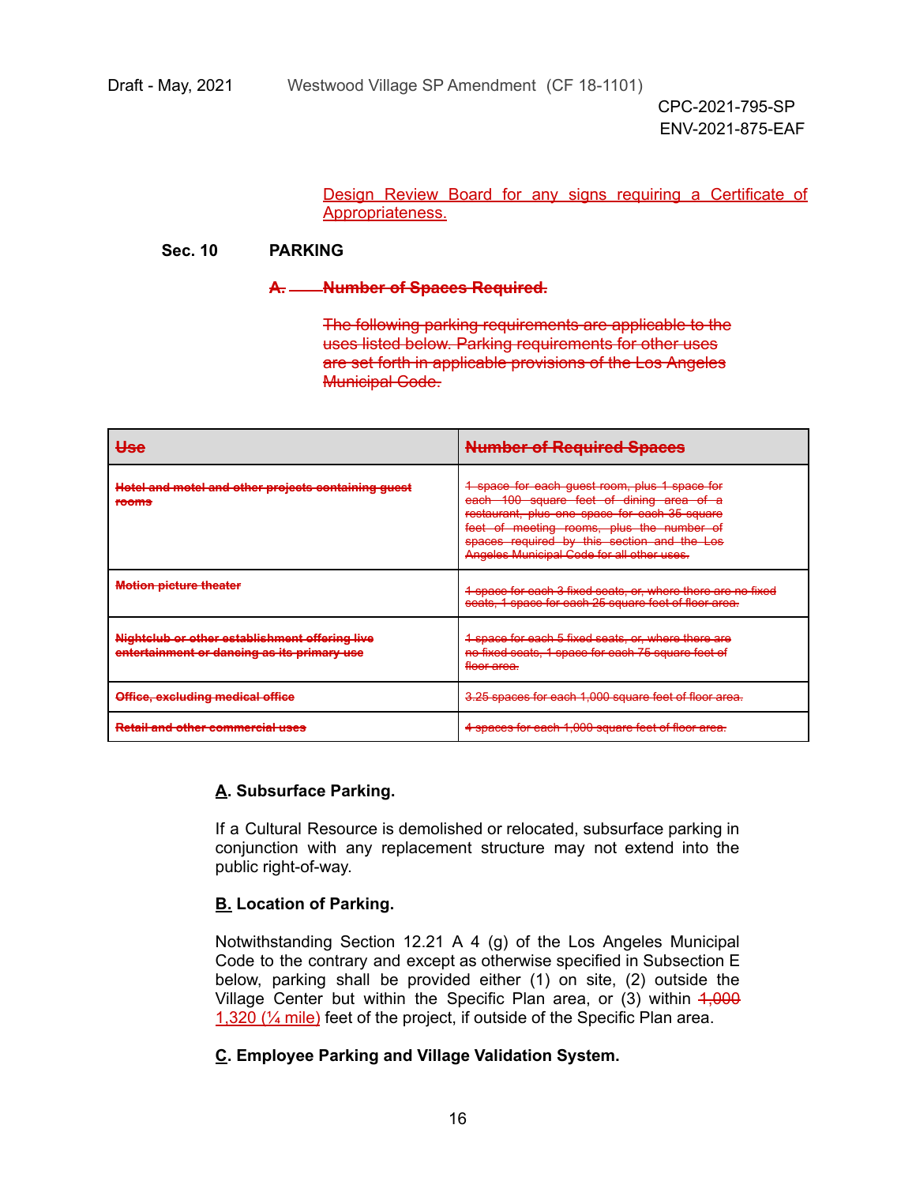Design Review Board for any signs requiring a Certificate of Appropriateness.

**Sec. 10 PARKING**

~~**A. Number of Spaces Required.**~~

~~The following parking requirements are applicable to the uses listed below. Parking requirements for other uses are set forth in applicable provisions of the Los Angeles Municipal Code.~~

| ~~Use~~ | ~~Number of Required Spaces~~ |
|---|---|
| ~~Hotel and motel and other projects containing guest rooms~~ | ~~1 space for each guest room, plus 1 space for each 100 square feet of dining area of a restaurant, plus one space for each 35 square feet of meeting rooms, plus the number of spaces required by this section and the Los Angeles Municipal Code for all other uses.~~ |
| ~~Motion picture theater~~ | ~~1 space for each 3 fixed seats, or, where there are no fixed seats, 1 space for each 25 square feet of floor area.~~ |
| ~~Nightclub or other establishment offering live entertainment or dancing as its primary use~~ | ~~1 space for each 5 fixed seats, or, where there are no fixed seats, 1 space for each 75 square feet of floor area.~~ |
| ~~Office, excluding medical office~~ | ~~3.25 spaces for each 1,000 square feet of floor area.~~ |
| ~~Retail and other commercial uses~~ | ~~4 spaces for each 1,000 square feet of floor area.~~ |

**A. Subsurface Parking.**

If a Cultural Resource is demolished or relocated, subsurface parking in conjunction with any replacement structure may not extend into the public right-of-way.

**B. Location of Parking.**

Notwithstanding Section 12.21 A 4 (g) of the Los Angeles Municipal Code to the contrary and except as otherwise specified in Subsection E below, parking shall be provided either (1) on site, (2) outside the Village Center but within the Specific Plan area, or (3) within ~~1,000~~ 1,320 (¼ mile) feet of the project, if outside of the Specific Plan area.

**C. Employee Parking and Village Validation System.**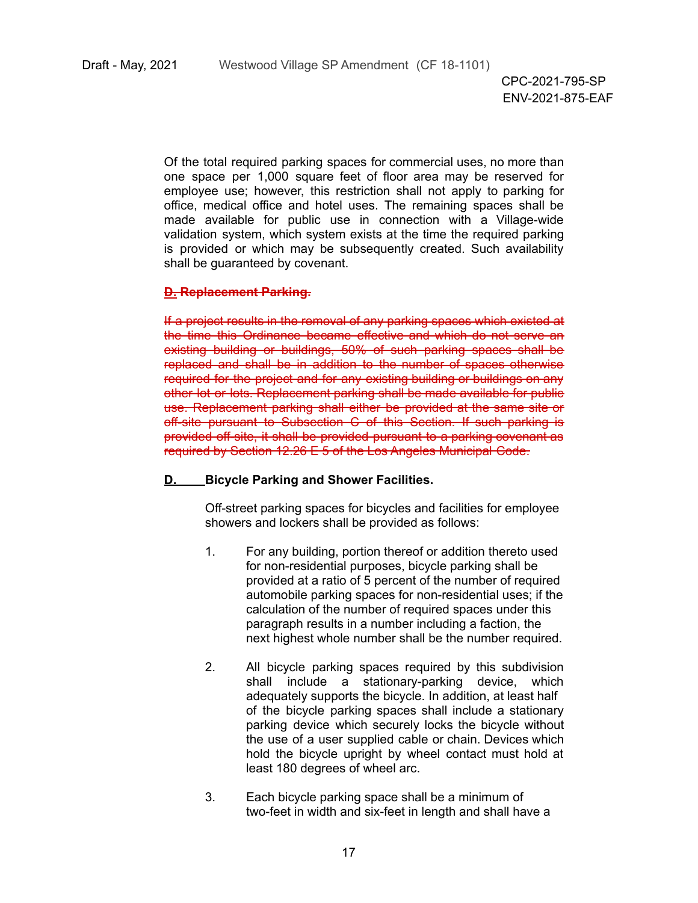Of the total required parking spaces for commercial uses, no more than one space per 1,000 square feet of floor area may be reserved for employee use; however, this restriction shall not apply to parking for office, medical office and hotel uses. The remaining spaces shall be made available for public use in connection with a Village-wide validation system, which system exists at the time the required parking is provided or which may be subsequently created. Such availability shall be guaranteed by covenant.

~~**D. Replacement Parking.**~~

~~If a project results in the removal of any parking spaces which existed at the time this Ordinance became effective and which do not serve an existing building or buildings, 50% of such parking spaces shall be replaced and shall be in addition to the number of spaces otherwise required for the project and for any existing building or buildings on any other lot or lots. Replacement parking shall be made available for public use. Replacement parking shall either be provided at the same site or off-site pursuant to Subsection C of this Section. If such parking is provided off-site, it shall be provided pursuant to a parking covenant as required by Section 12.26 E 5 of the Los Angeles Municipal Code.~~

**D. Bicycle Parking and Shower Facilities.**

Off-street parking spaces for bicycles and facilities for employee showers and lockers shall be provided as follows:

1. For any building, portion thereof or addition thereto used for non-residential purposes, bicycle parking shall be provided at a ratio of 5 percent of the number of required automobile parking spaces for non-residential uses; if the calculation of the number of required spaces under this paragraph results in a number including a faction, the next highest whole number shall be the number required.

2. All bicycle parking spaces required by this subdivision shall include a stationary-parking device, which adequately supports the bicycle. In addition, at least half of the bicycle parking spaces shall include a stationary parking device which securely locks the bicycle without the use of a user supplied cable or chain. Devices which hold the bicycle upright by wheel contact must hold at least 180 degrees of wheel arc.

3. Each bicycle parking space shall be a minimum of two-feet in width and six-feet in length and shall have a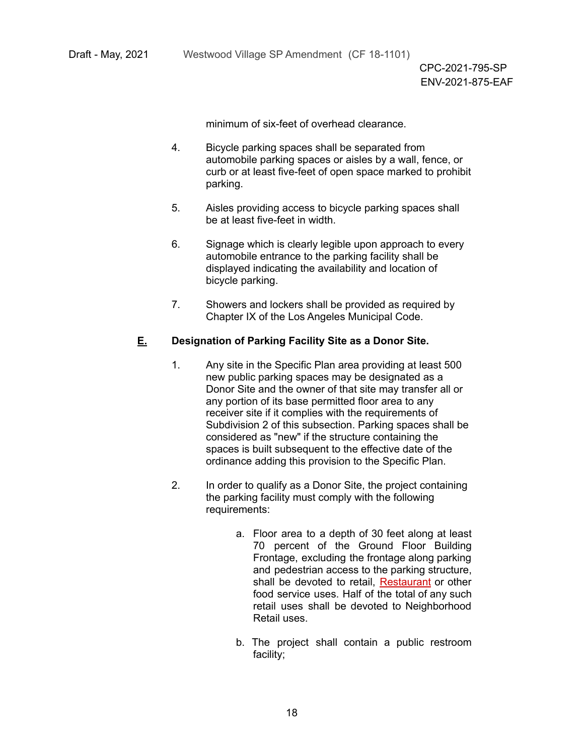minimum of six-feet of overhead clearance.

4. Bicycle parking spaces shall be separated from automobile parking spaces or aisles by a wall, fence, or curb or at least five-feet of open space marked to prohibit parking.

5. Aisles providing access to bicycle parking spaces shall be at least five-feet in width.

6. Signage which is clearly legible upon approach to every automobile entrance to the parking facility shall be displayed indicating the availability and location of bicycle parking.

7. Showers and lockers shall be provided as required by Chapter IX of the Los Angeles Municipal Code.

**E. Designation of Parking Facility Site as a Donor Site.**

1. Any site in the Specific Plan area providing at least 500 new public parking spaces may be designated as a Donor Site and the owner of that site may transfer all or any portion of its base permitted floor area to any receiver site if it complies with the requirements of Subdivision 2 of this subsection. Parking spaces shall be considered as "new" if the structure containing the spaces is built subsequent to the effective date of the ordinance adding this provision to the Specific Plan.

2. In order to qualify as a Donor Site, the project containing the parking facility must comply with the following requirements:

   a. Floor area to a depth of 30 feet along at least 70 percent of the Ground Floor Building Frontage, excluding the frontage along parking and pedestrian access to the parking structure, shall be devoted to retail, Restaurant or other food service uses. Half of the total of any such retail uses shall be devoted to Neighborhood Retail uses.

   b. The project shall contain a public restroom facility;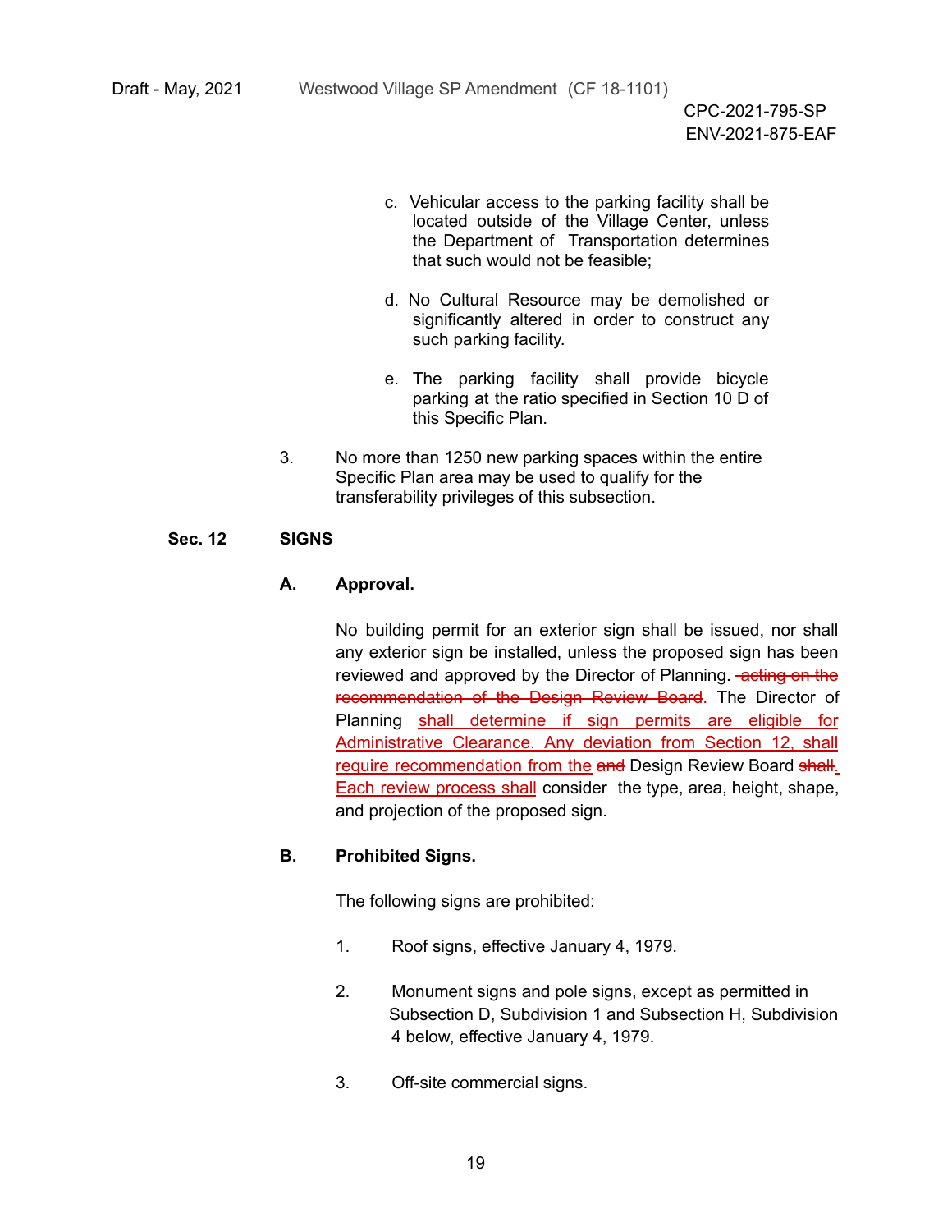c. Vehicular access to the parking facility shall be located outside of the Village Center, unless the Department of Transportation determines that such would not be feasible;

d. No Cultural Resource may be demolished or significantly altered in order to construct any such parking facility.

e. The parking facility shall provide bicycle parking at the ratio specified in Section 10 D of this Specific Plan.

3. No more than 1250 new parking spaces within the entire Specific Plan area may be used to qualify for the transferability privileges of this subsection.

**Sec. 12 SIGNS**

**A. Approval.**

No building permit for an exterior sign shall be issued, nor shall any exterior sign be installed, unless the proposed sign has been reviewed and approved by the Director of Planning. ~~acting on the recommendation of the Design Review Board~~. The Director of Planning <u>shall determine if sign permits are eligible for Administrative Clearance. Any deviation from Section 12, shall require recommendation from the</u> ~~and~~ Design Review Board ~~shall~~<u>.</u> <u>Each review process shall</u> consider the type, area, height, shape, and projection of the proposed sign.

**B. Prohibited Signs.**

The following signs are prohibited:

1. Roof signs, effective January 4, 1979.

2. Monument signs and pole signs, except as permitted in Subsection D, Subdivision 1 and Subsection H, Subdivision 4 below, effective January 4, 1979.

3. Off-site commercial signs.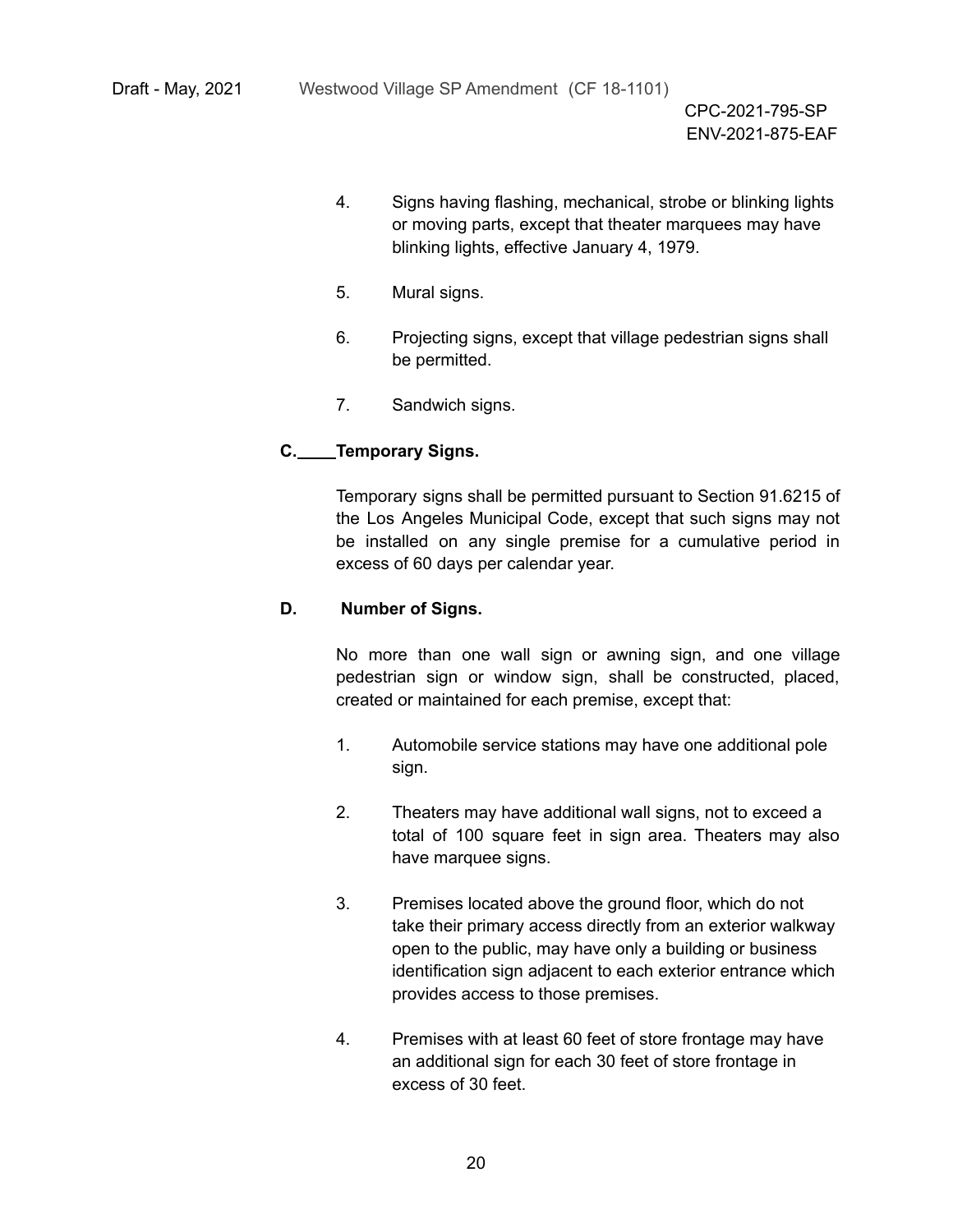4. Signs having flashing, mechanical, strobe or blinking lights or moving parts, except that theater marquees may have blinking lights, effective January 4, 1979.

5. Mural signs.

6. Projecting signs, except that village pedestrian signs shall be permitted.

7. Sandwich signs.

**C. Temporary Signs.**

Temporary signs shall be permitted pursuant to Section 91.6215 of the Los Angeles Municipal Code, except that such signs may not be installed on any single premise for a cumulative period in excess of 60 days per calendar year.

**D. Number of Signs.**

No more than one wall sign or awning sign, and one village pedestrian sign or window sign, shall be constructed, placed, created or maintained for each premise, except that:

1. Automobile service stations may have one additional pole sign.

2. Theaters may have additional wall signs, not to exceed a total of 100 square feet in sign area. Theaters may also have marquee signs.

3. Premises located above the ground floor, which do not take their primary access directly from an exterior walkway open to the public, may have only a building or business identification sign adjacent to each exterior entrance which provides access to those premises.

4. Premises with at least 60 feet of store frontage may have an additional sign for each 30 feet of store frontage in excess of 30 feet.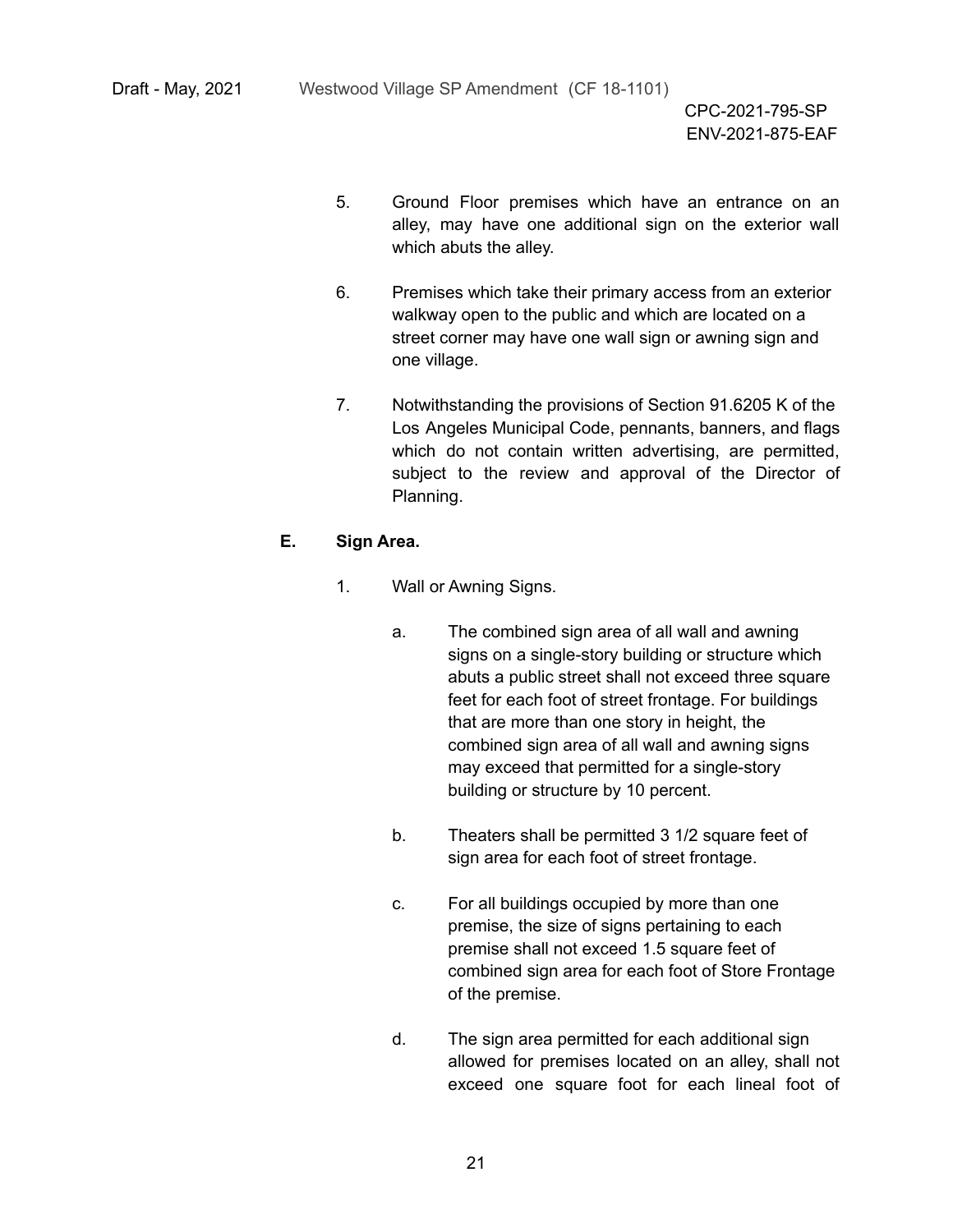5. Ground Floor premises which have an entrance on an alley, may have one additional sign on the exterior wall which abuts the alley.

6. Premises which take their primary access from an exterior walkway open to the public and which are located on a street corner may have one wall sign or awning sign and one village.

7. Notwithstanding the provisions of Section 91.6205 K of the Los Angeles Municipal Code, pennants, banners, and flags which do not contain written advertising, are permitted, subject to the review and approval of the Director of Planning.

**E. Sign Area.**

1. Wall or Awning Signs.

   a. The combined sign area of all wall and awning signs on a single-story building or structure which abuts a public street shall not exceed three square feet for each foot of street frontage. For buildings that are more than one story in height, the combined sign area of all wall and awning signs may exceed that permitted for a single-story building or structure by 10 percent.

   b. Theaters shall be permitted 3 1/2 square feet of sign area for each foot of street frontage.

   c. For all buildings occupied by more than one premise, the size of signs pertaining to each premise shall not exceed 1.5 square feet of combined sign area for each foot of Store Frontage of the premise.

   d. The sign area permitted for each additional sign allowed for premises located on an alley, shall not exceed one square foot for each lineal foot of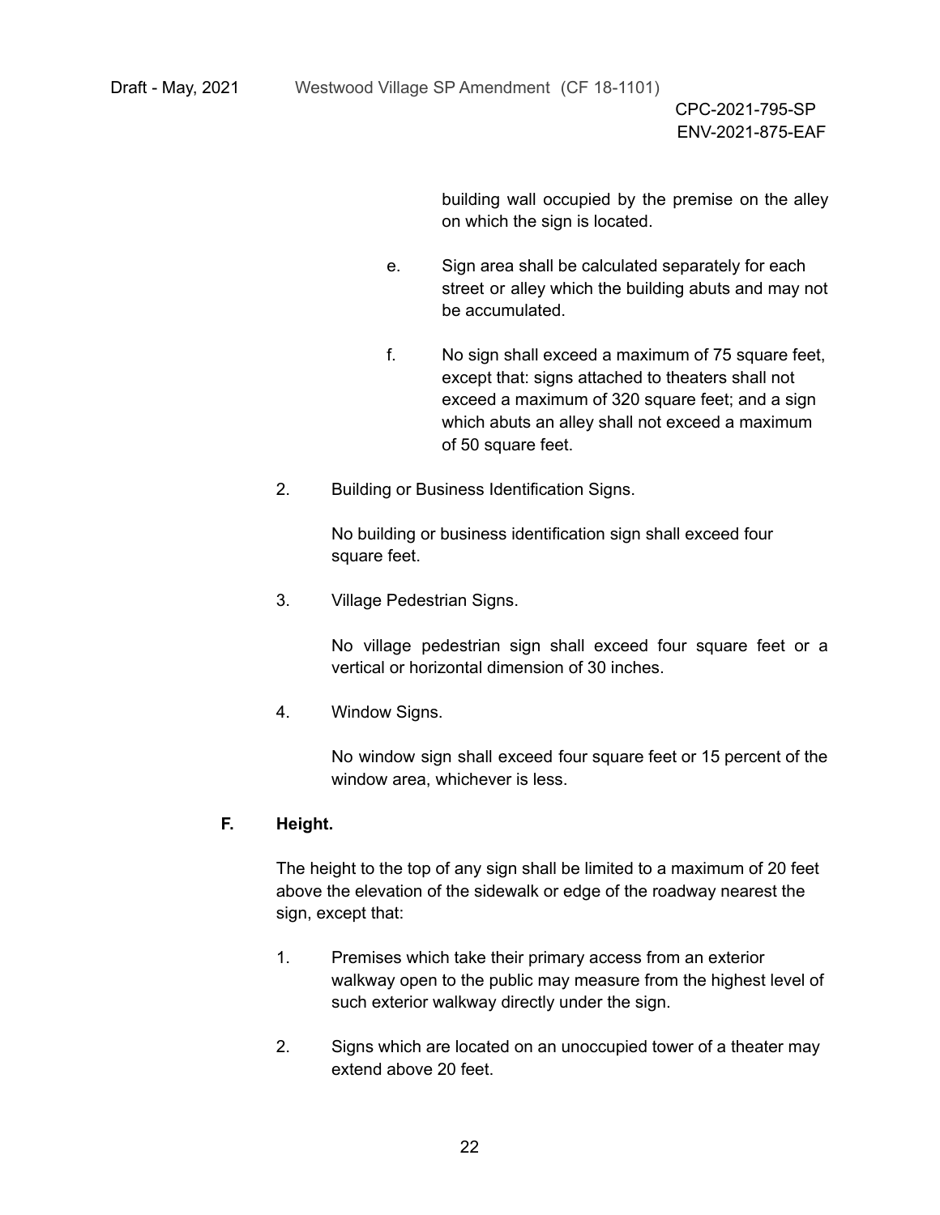building wall occupied by the premise on the alley on which the sign is located.

e. Sign area shall be calculated separately for each street or alley which the building abuts and may not be accumulated.

f. No sign shall exceed a maximum of 75 square feet, except that: signs attached to theaters shall not exceed a maximum of 320 square feet; and a sign which abuts an alley shall not exceed a maximum of 50 square feet.

2. Building or Business Identification Signs.

   No building or business identification sign shall exceed four square feet.

3. Village Pedestrian Signs.

   No village pedestrian sign shall exceed four square feet or a vertical or horizontal dimension of 30 inches.

4. Window Signs.

   No window sign shall exceed four square feet or 15 percent of the window area, whichever is less.

**F. Height.**

The height to the top of any sign shall be limited to a maximum of 20 feet above the elevation of the sidewalk or edge of the roadway nearest the sign, except that:

1. Premises which take their primary access from an exterior walkway open to the public may measure from the highest level of such exterior walkway directly under the sign.

2. Signs which are located on an unoccupied tower of a theater may extend above 20 feet.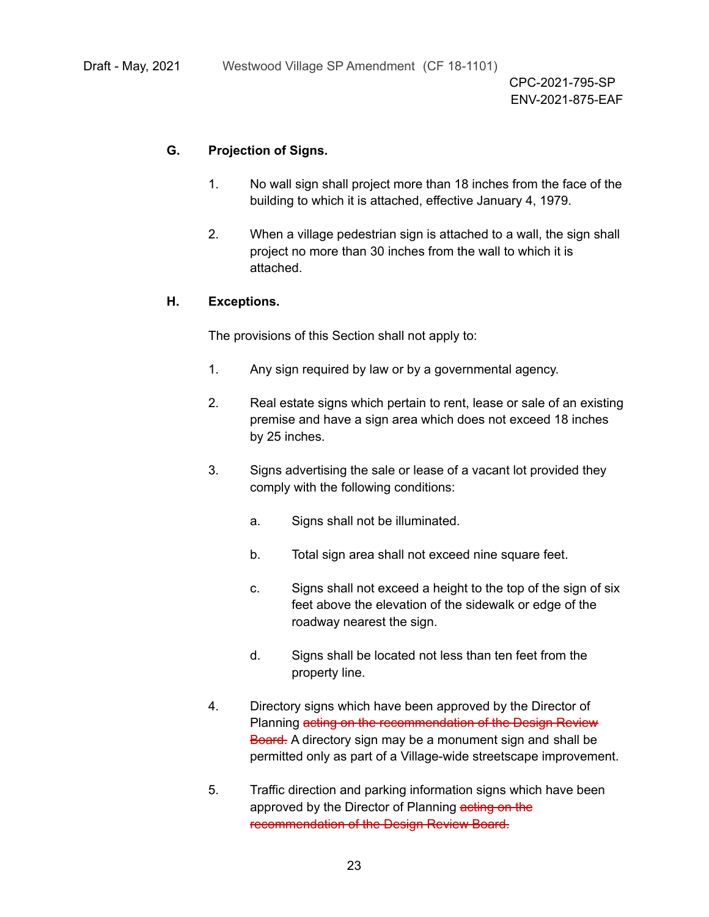**G. Projection of Signs.**

1. No wall sign shall project more than 18 inches from the face of the building to which it is attached, effective January 4, 1979.

2. When a village pedestrian sign is attached to a wall, the sign shall project no more than 30 inches from the wall to which it is attached.

**H. Exceptions.**

The provisions of this Section shall not apply to:

1. Any sign required by law or by a governmental agency.

2. Real estate signs which pertain to rent, lease or sale of an existing premise and have a sign area which does not exceed 18 inches by 25 inches.

3. Signs advertising the sale or lease of a vacant lot provided they comply with the following conditions:

    a. Signs shall not be illuminated.

    b. Total sign area shall not exceed nine square feet.

    c. Signs shall not exceed a height to the top of the sign of six feet above the elevation of the sidewalk or edge of the roadway nearest the sign.

    d. Signs shall be located not less than ten feet from the property line.

4. Directory signs which have been approved by the Director of Planning ~~acting on the recommendation of the Design Review Board.~~ A directory sign may be a monument sign and shall be permitted only as part of a Village-wide streetscape improvement.

5. Traffic direction and parking information signs which have been approved by the Director of Planning ~~acting on the recommendation of the Design Review Board.~~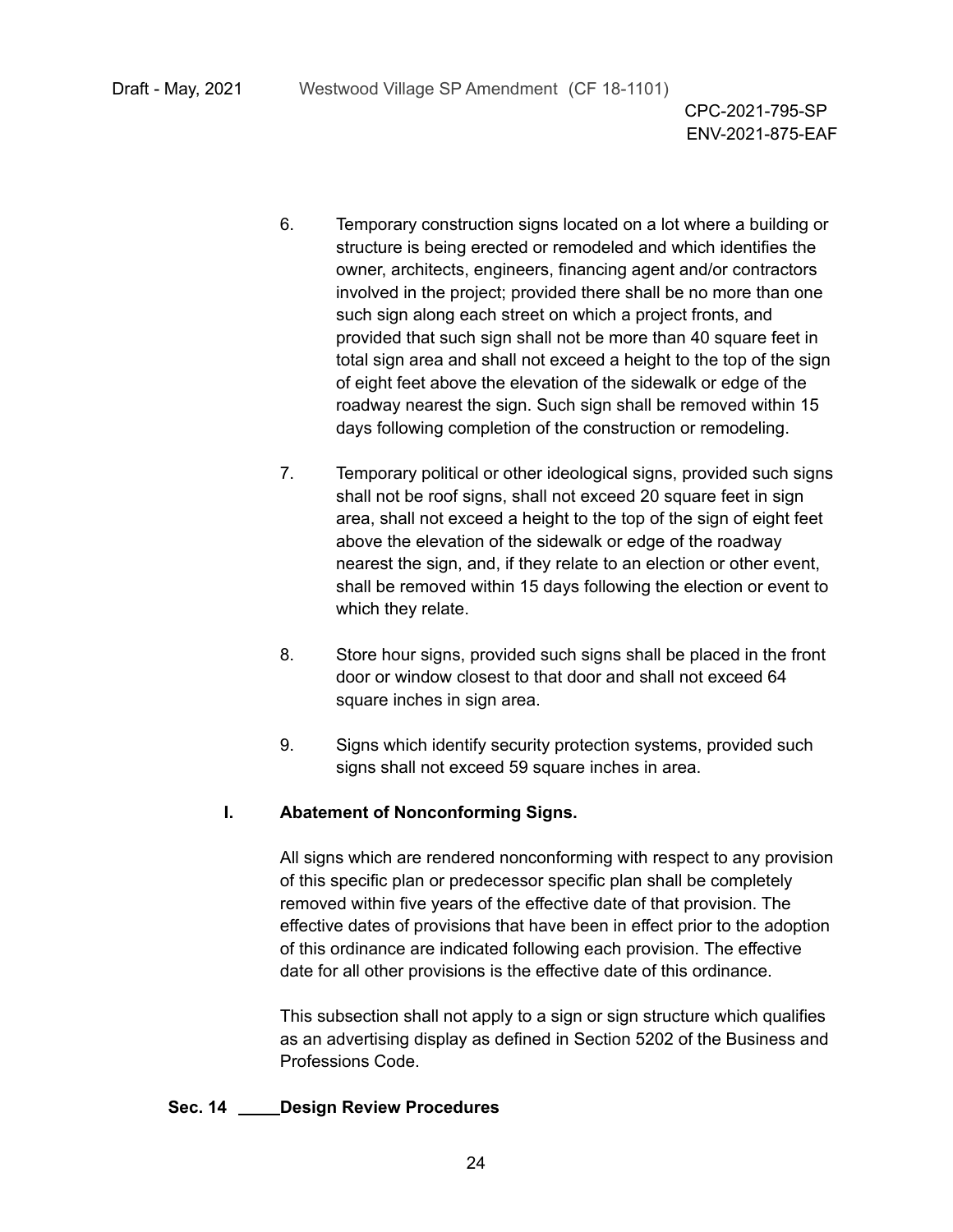6. Temporary construction signs located on a lot where a building or structure is being erected or remodeled and which identifies the owner, architects, engineers, financing agent and/or contractors involved in the project; provided there shall be no more than one such sign along each street on which a project fronts, and provided that such sign shall not be more than 40 square feet in total sign area and shall not exceed a height to the top of the sign of eight feet above the elevation of the sidewalk or edge of the roadway nearest the sign. Such sign shall be removed within 15 days following completion of the construction or remodeling.

7. Temporary political or other ideological signs, provided such signs shall not be roof signs, shall not exceed 20 square feet in sign area, shall not exceed a height to the top of the sign of eight feet above the elevation of the sidewalk or edge of the roadway nearest the sign, and, if they relate to an election or other event, shall be removed within 15 days following the election or event to which they relate.

8. Store hour signs, provided such signs shall be placed in the front door or window closest to that door and shall not exceed 64 square inches in sign area.

9. Signs which identify security protection systems, provided such signs shall not exceed 59 square inches in area.

**I. Abatement of Nonconforming Signs.**

All signs which are rendered nonconforming with respect to any provision of this specific plan or predecessor specific plan shall be completely removed within five years of the effective date of that provision. The effective dates of provisions that have been in effect prior to the adoption of this ordinance are indicated following each provision. The effective date for all other provisions is the effective date of this ordinance.

This subsection shall not apply to a sign or sign structure which qualifies as an advertising display as defined in Section 5202 of the Business and Professions Code.

## Sec. 14 Design Review Procedures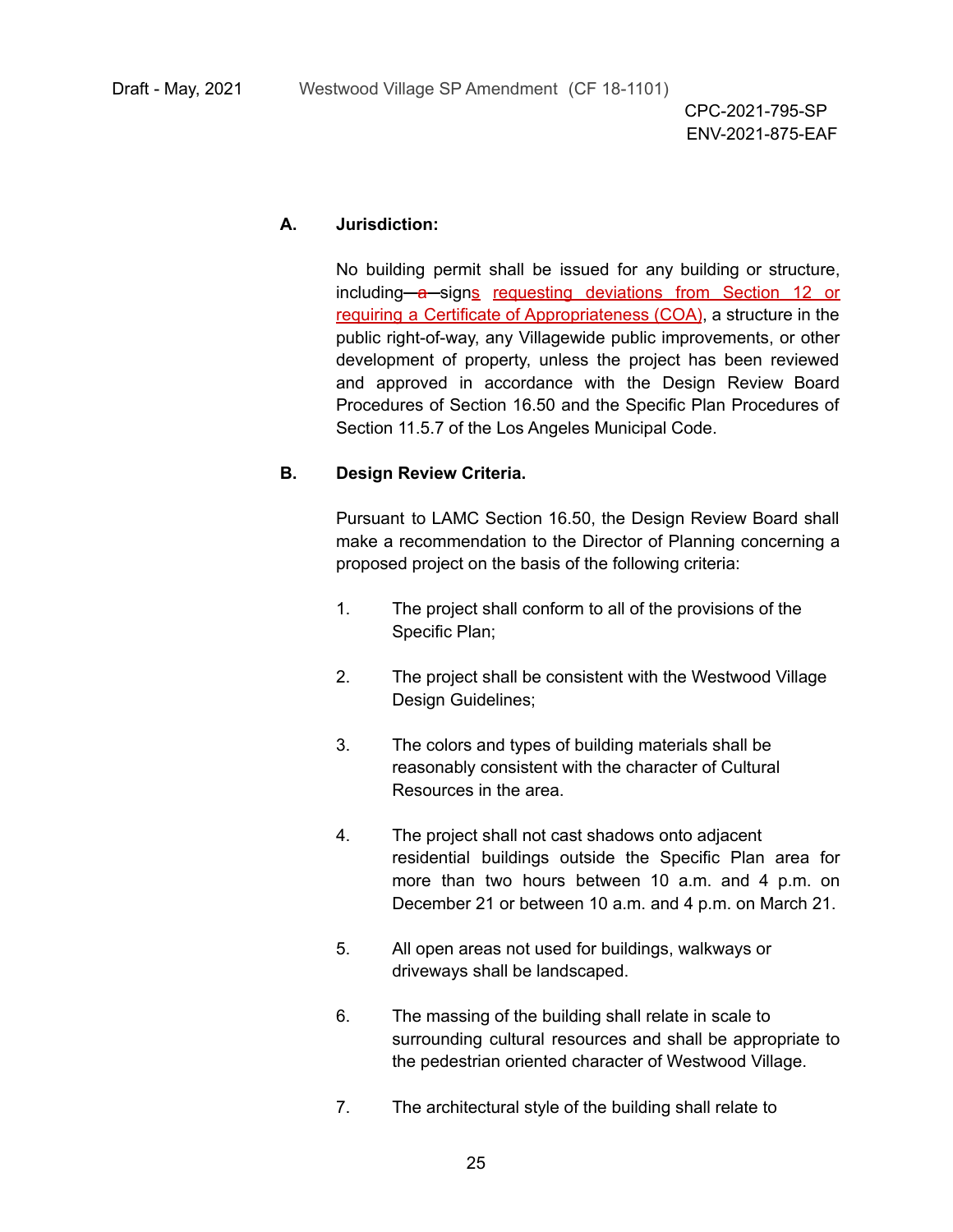**A. Jurisdiction:**

No building permit shall be issued for any building or structure, including ~~a~~ signs requesting deviations from Section 12 or requiring a Certificate of Appropriateness (COA), a structure in the public right-of-way, any Villagewide public improvements, or other development of property, unless the project has been reviewed and approved in accordance with the Design Review Board Procedures of Section 16.50 and the Specific Plan Procedures of Section 11.5.7 of the Los Angeles Municipal Code.

**B. Design Review Criteria.**

Pursuant to LAMC Section 16.50, the Design Review Board shall make a recommendation to the Director of Planning concerning a proposed project on the basis of the following criteria:

1. The project shall conform to all of the provisions of the Specific Plan;

2. The project shall be consistent with the Westwood Village Design Guidelines;

3. The colors and types of building materials shall be reasonably consistent with the character of Cultural Resources in the area.

4. The project shall not cast shadows onto adjacent residential buildings outside the Specific Plan area for more than two hours between 10 a.m. and 4 p.m. on December 21 or between 10 a.m. and 4 p.m. on March 21.

5. All open areas not used for buildings, walkways or driveways shall be landscaped.

6. The massing of the building shall relate in scale to surrounding cultural resources and shall be appropriate to the pedestrian oriented character of Westwood Village.

7. The architectural style of the building shall relate to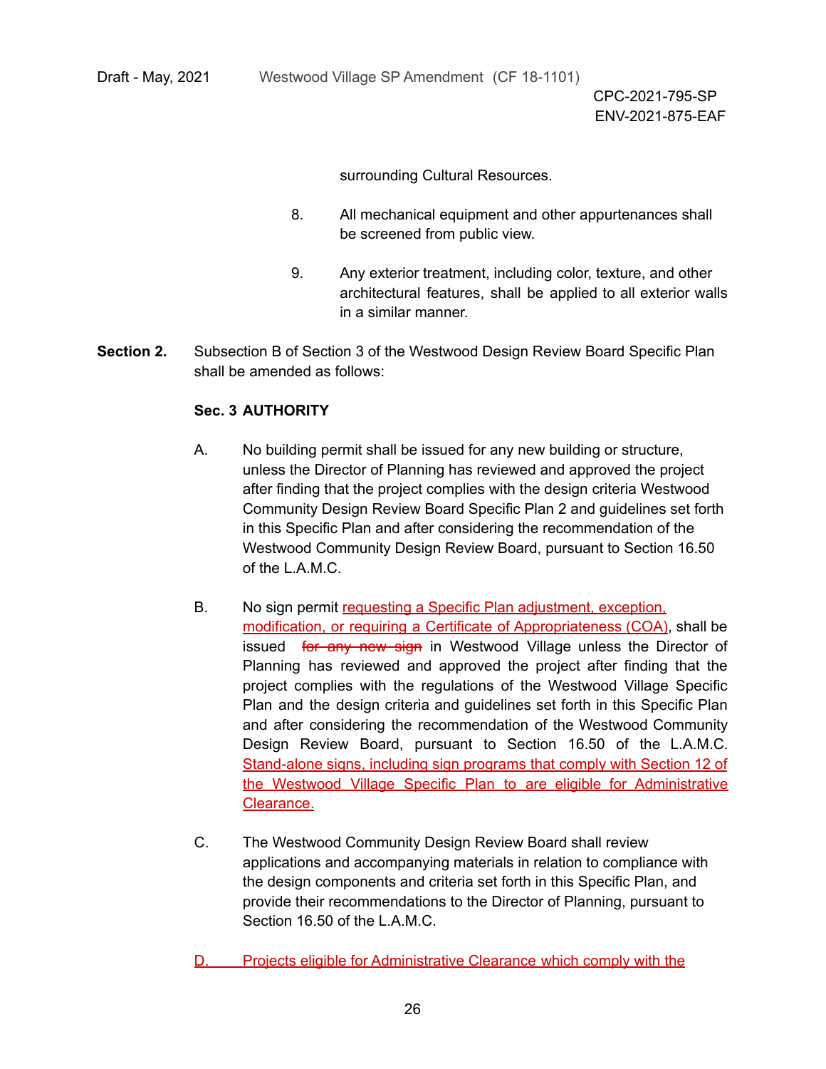surrounding Cultural Resources.

8. All mechanical equipment and other appurtenances shall be screened from public view.

9. Any exterior treatment, including color, texture, and other architectural features, shall be applied to all exterior walls in a similar manner.

**Section 2.** Subsection B of Section 3 of the Westwood Design Review Board Specific Plan shall be amended as follows:

**Sec. 3 AUTHORITY**

A. No building permit shall be issued for any new building or structure, unless the Director of Planning has reviewed and approved the project after finding that the project complies with the design criteria Westwood Community Design Review Board Specific Plan 2 and guidelines set forth in this Specific Plan and after considering the recommendation of the Westwood Community Design Review Board, pursuant to Section 16.50 of the L.A.M.C.

B. No sign permit <u>requesting a Specific Plan adjustment, exception, modification, or requiring a Certificate of Appropriateness (COA)</u>, shall be issued ~~for any new sign~~ in Westwood Village unless the Director of Planning has reviewed and approved the project after finding that the project complies with the regulations of the Westwood Village Specific Plan and the design criteria and guidelines set forth in this Specific Plan and after considering the recommendation of the Westwood Community Design Review Board, pursuant to Section 16.50 of the L.A.M.C. <u>Stand-alone signs, including sign programs that comply with Section 12 of the Westwood Village Specific Plan to are eligible for Administrative Clearance.</u>

C. The Westwood Community Design Review Board shall review applications and accompanying materials in relation to compliance with the design components and criteria set forth in this Specific Plan, and provide their recommendations to the Director of Planning, pursuant to Section 16.50 of the L.A.M.C.

<u>D. Projects eligible for Administrative Clearance which comply with the</u>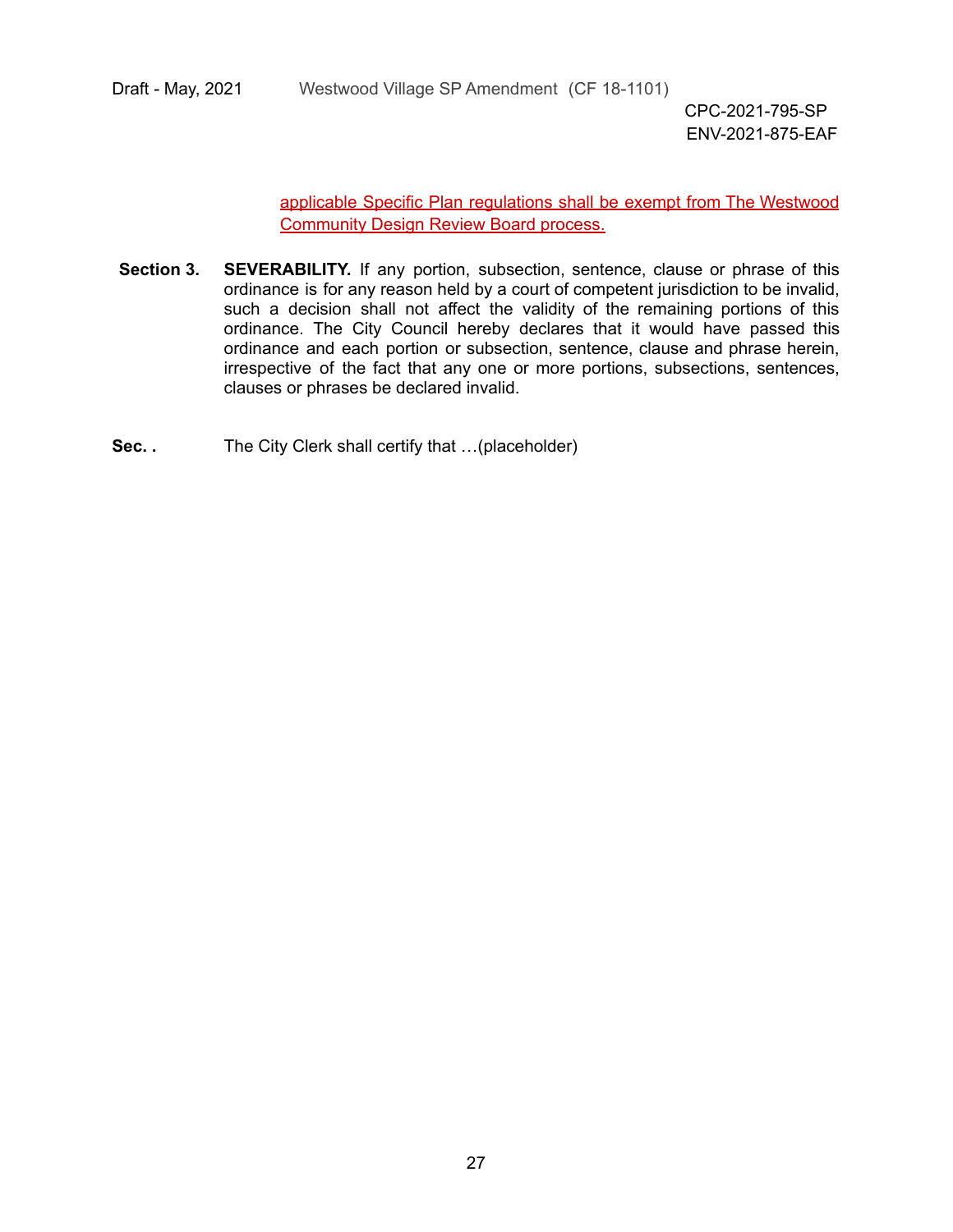applicable Specific Plan regulations shall be exempt from The Westwood Community Design Review Board process.

**Section 3. SEVERABILITY.** If any portion, subsection, sentence, clause or phrase of this ordinance is for any reason held by a court of competent jurisdiction to be invalid, such a decision shall not affect the validity of the remaining portions of this ordinance. The City Council hereby declares that it would have passed this ordinance and each portion or subsection, sentence, clause and phrase herein, irrespective of the fact that any one or more portions, subsections, sentences, clauses or phrases be declared invalid.

**Sec. .** The City Clerk shall certify that …(placeholder)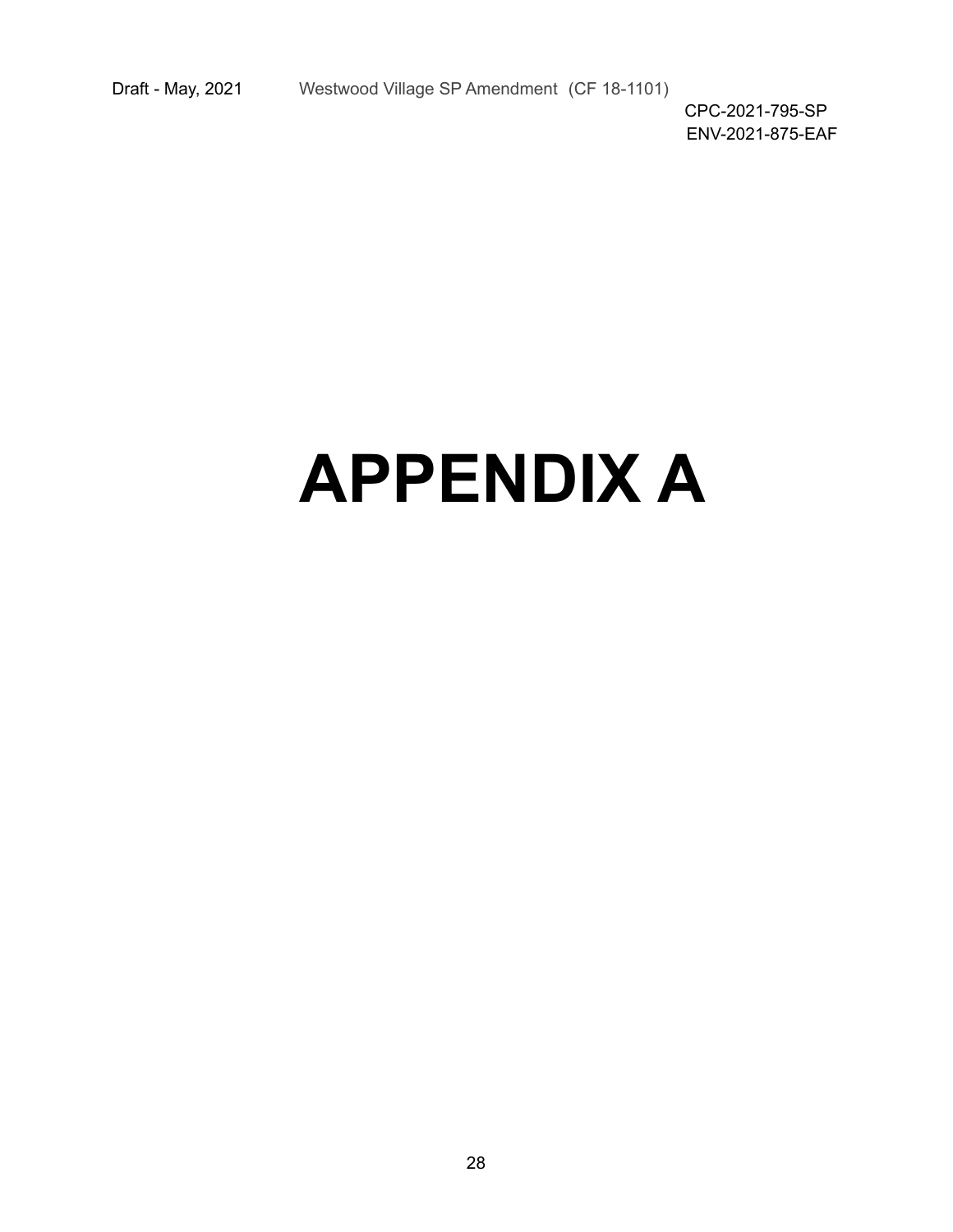# APPENDIX A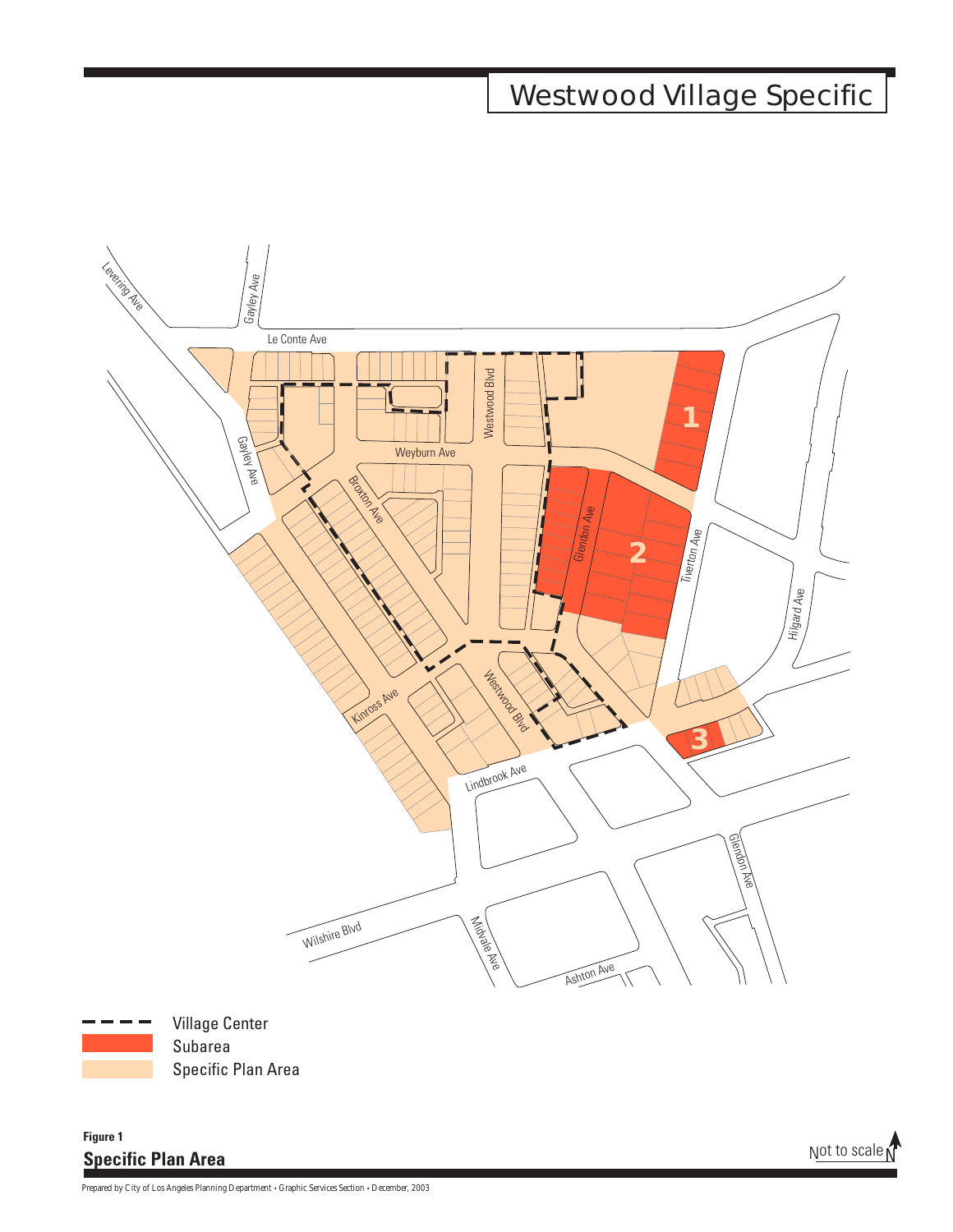# Westwood Village Specific

Le Conte Ave

Levering Ave

Gayley Ave

Westwood Blvd

Weyburn Ave

Broxton Ave

Glendon Ave

Tiverton Ave

Hilgard Ave

Kinross Ave

Lindbrook Ave

Wilshire Blvd

Midvale Ave

Ashton Ave

1

2

3

Village Center

Subarea

Specific Plan Area

**Figure 1**

**Specific Plan Area**

Not to scale N

Prepared by City of Los Angeles Planning Department • Graphic Services Section • December, 2003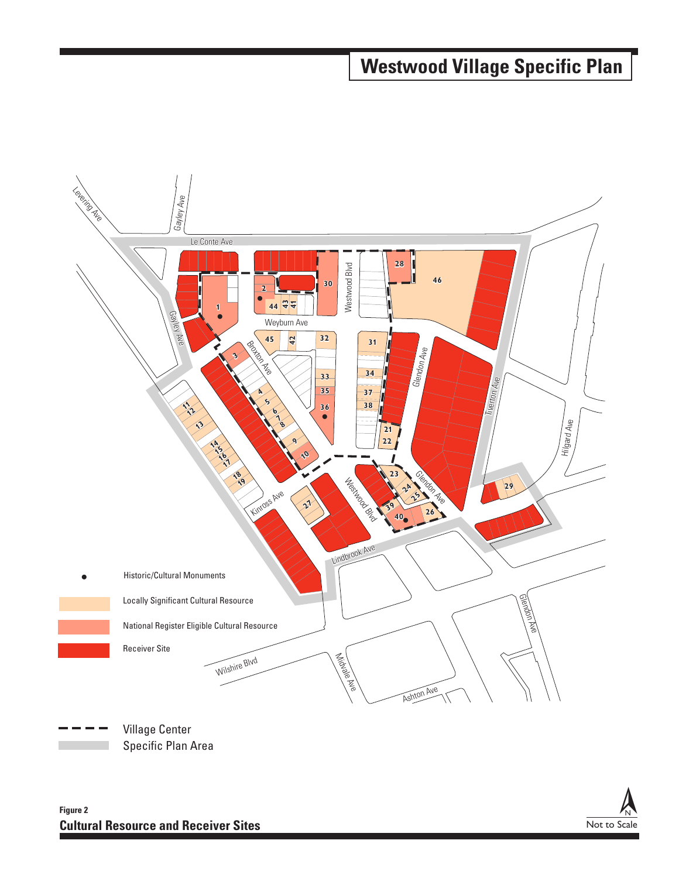# Westwood Village Specific Plan

Le Conte Ave

Levering Ave

Gayley Ave

Weyburn Ave

Westwood Blvd

Broxton Ave

Glendon Ave

Tiverton Ave

Hilgard Ave

Kinross Ave

Lindbrook Ave

Wilshire Blvd

Midvale Ave

Ashton Ave

● Historic/Cultural Monuments

Locally Significant Cultural Resource

National Register Eligible Cultural Resource

Receiver Site

Village Center

Specific Plan Area

**Figure 2**

**Cultural Resource and Receiver Sites**

Not to Scale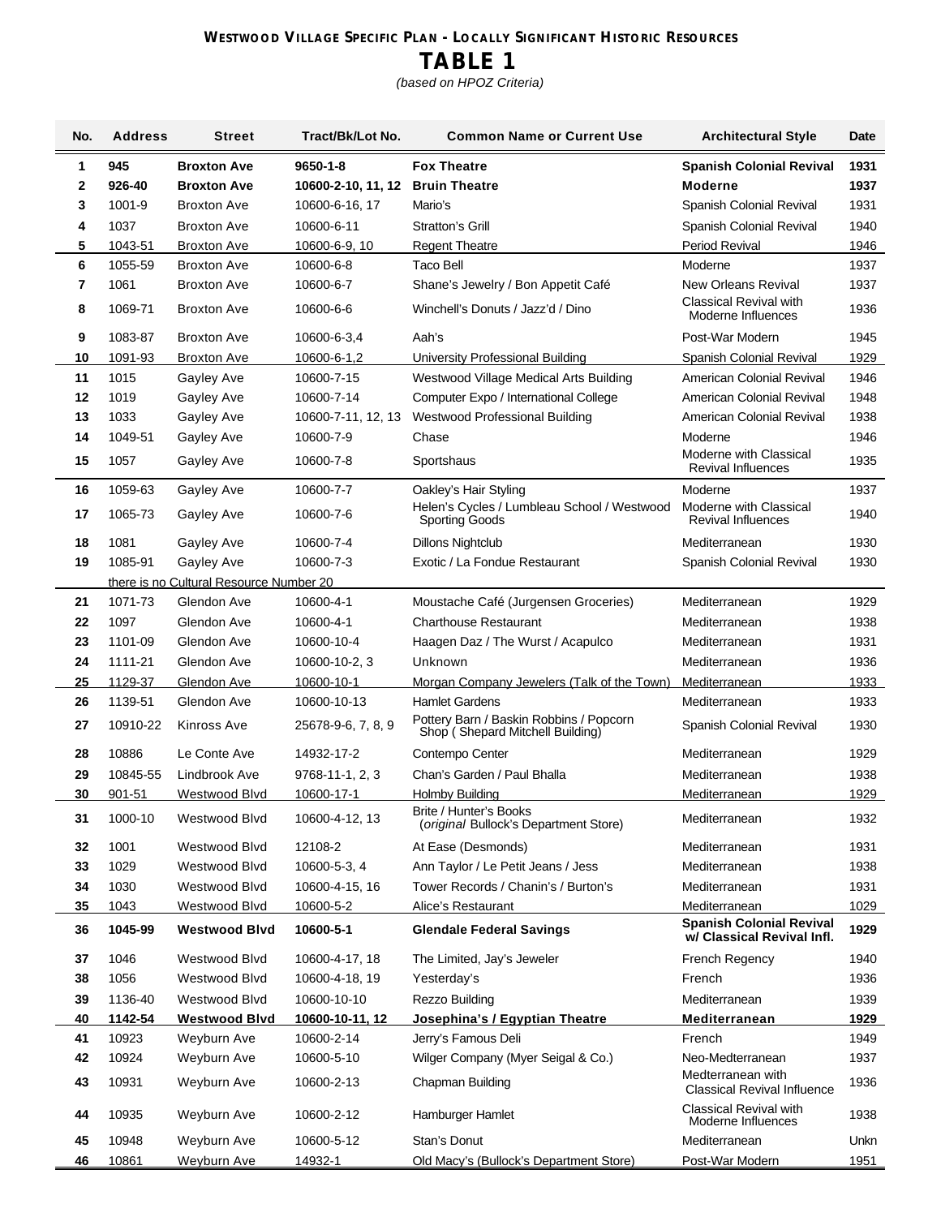**WESTWOOD VILLAGE SPECIFIC PLAN - LOCALLY SIGNIFICANT HISTORIC RESOURCES**

# TABLE 1

*(based on HPOZ Criteria)*

| No. | Address | Street | Tract/Bk/Lot No. | Common Name or Current Use | Architectural Style | Date |
|---|---|---|---|---|---|---|
| **1** | **945** | **Broxton Ave** | **9650-1-8** | **Fox Theatre** | **Spanish Colonial Revival** | **1931** |
| **2** | **926-40** | **Broxton Ave** | **10600-2-10, 11, 12** | **Bruin Theatre** | **Moderne** | **1937** |
| 3 | 1001-9 | Broxton Ave | 10600-6-16, 17 | Mario's | Spanish Colonial Revival | 1931 |
| 4 | 1037 | Broxton Ave | 10600-6-11 | Stratton's Grill | Spanish Colonial Revival | 1940 |
| 5 | 1043-51 | Broxton Ave | 10600-6-9, 10 | Regent Theatre | Period Revival | 1946 |
| 6 | 1055-59 | Broxton Ave | 10600-6-8 | Taco Bell | Moderne | 1937 |
| 7 | 1061 | Broxton Ave | 10600-6-7 | Shane's Jewelry / Bon Appetit Café | New Orleans Revival | 1937 |
| 8 | 1069-71 | Broxton Ave | 10600-6-6 | Winchell's Donuts / Jazz'd / Dino | Classical Revival with Moderne Influences | 1936 |
| 9 | 1083-87 | Broxton Ave | 10600-6-3,4 | Aah's | Post-War Modern | 1945 |
| 10 | 1091-93 | Broxton Ave | 10600-6-1,2 | University Professional Building | Spanish Colonial Revival | 1929 |
| 11 | 1015 | Gayley Ave | 10600-7-15 | Westwood Village Medical Arts Building | American Colonial Revival | 1946 |
| 12 | 1019 | Gayley Ave | 10600-7-14 | Computer Expo / International College | American Colonial Revival | 1948 |
| 13 | 1033 | Gayley Ave | 10600-7-11, 12, 13 | Westwood Professional Building | American Colonial Revival | 1938 |
| 14 | 1049-51 | Gayley Ave | 10600-7-9 | Chase | Moderne | 1946 |
| 15 | 1057 | Gayley Ave | 10600-7-8 | Sportshaus | Moderne with Classical Revival Influences | 1935 |
| 16 | 1059-63 | Gayley Ave | 10600-7-7 | Oakley's Hair Styling | Moderne | 1937 |
| 17 | 1065-73 | Gayley Ave | 10600-7-6 | Helen's Cycles / Lumbleau School / Westwood Sporting Goods | Moderne with Classical Revival Influences | 1940 |
| 18 | 1081 | Gayley Ave | 10600-7-4 | Dillons Nightclub | Mediterranean | 1930 |
| 19 | 1085-91 | Gayley Ave | 10600-7-3 | Exotic / La Fondue Restaurant | Spanish Colonial Revival | 1930 |
| | there is no Cultural Resource Number 20 | | | | | |
| 21 | 1071-73 | Glendon Ave | 10600-4-1 | Moustache Café (Jurgensen Groceries) | Mediterranean | 1929 |
| 22 | 1097 | Glendon Ave | 10600-4-1 | Charthouse Restaurant | Mediterranean | 1938 |
| 23 | 1101-09 | Glendon Ave | 10600-10-4 | Haagen Daz / The Wurst / Acapulco | Mediterranean | 1931 |
| 24 | 1111-21 | Glendon Ave | 10600-10-2, 3 | Unknown | Mediterranean | 1936 |
| 25 | 1129-37 | Glendon Ave | 10600-10-1 | Morgan Company Jewelers (Talk of the Town) | Mediterranean | 1933 |
| 26 | 1139-51 | Glendon Ave | 10600-10-13 | Hamlet Gardens | Mediterranean | 1933 |
| 27 | 10910-22 | Kinross Ave | 25678-9-6, 7, 8, 9 | Pottery Barn / Baskin Robbins / Popcorn Shop ( Shepard Mitchell Building) | Spanish Colonial Revival | 1930 |
| 28 | 10886 | Le Conte Ave | 14932-17-2 | Contempo Center | Mediterranean | 1929 |
| 29 | 10845-55 | Lindbrook Ave | 9768-11-1, 2, 3 | Chan's Garden / Paul Bhalla | Mediterranean | 1938 |
| 30 | 901-51 | Westwood Blvd | 10600-17-1 | Holmby Building | Mediterranean | 1929 |
| 31 | 1000-10 | Westwood Blvd | 10600-4-12, 13 | Brite / Hunter's Books (*original* Bullock's Department Store) | Mediterranean | 1932 |
| 32 | 1001 | Westwood Blvd | 12108-2 | At Ease (Desmonds) | Mediterranean | 1931 |
| 33 | 1029 | Westwood Blvd | 10600-5-3, 4 | Ann Taylor / Le Petit Jeans / Jess | Mediterranean | 1938 |
| 34 | 1030 | Westwood Blvd | 10600-4-15, 16 | Tower Records / Chanin's / Burton's | Mediterranean | 1931 |
| 35 | 1043 | Westwood Blvd | 10600-5-2 | Alice's Restaurant | Mediterranean | 1029 |
| **36** | **1045-99** | **Westwood Blvd** | **10600-5-1** | **Glendale Federal Savings** | **Spanish Colonial Revival w/ Classical Revival Infl.** | **1929** |
| 37 | 1046 | Westwood Blvd | 10600-4-17, 18 | The Limited, Jay's Jeweler | French Regency | 1940 |
| 38 | 1056 | Westwood Blvd | 10600-4-18, 19 | Yesterday's | French | 1936 |
| 39 | 1136-40 | Westwood Blvd | 10600-10-10 | Rezzo Building | Mediterranean | 1939 |
| **40** | **1142-54** | **Westwood Blvd** | **10600-10-11, 12** | **Josephina's / Egyptian Theatre** | **Mediterranean** | **1929** |
| 41 | 10923 | Weyburn Ave | 10600-2-14 | Jerry's Famous Deli | French | 1949 |
| 42 | 10924 | Weyburn Ave | 10600-5-10 | Wilger Company (Myer Seigal & Co.) | Neo-Medterranean | 1937 |
| 43 | 10931 | Weyburn Ave | 10600-2-13 | Chapman Building | Medterranean with Classical Revival Influence | 1936 |
| 44 | 10935 | Weyburn Ave | 10600-2-12 | Hamburger Hamlet | Classical Revival with Moderne Influences | 1938 |
| 45 | 10948 | Weyburn Ave | 10600-5-12 | Stan's Donut | Mediterranean | Unkn |
| 46 | 10861 | Weyburn Ave | 14932-1 | Old Macy's (Bullock's Department Store) | Post-War Modern | 1951 |